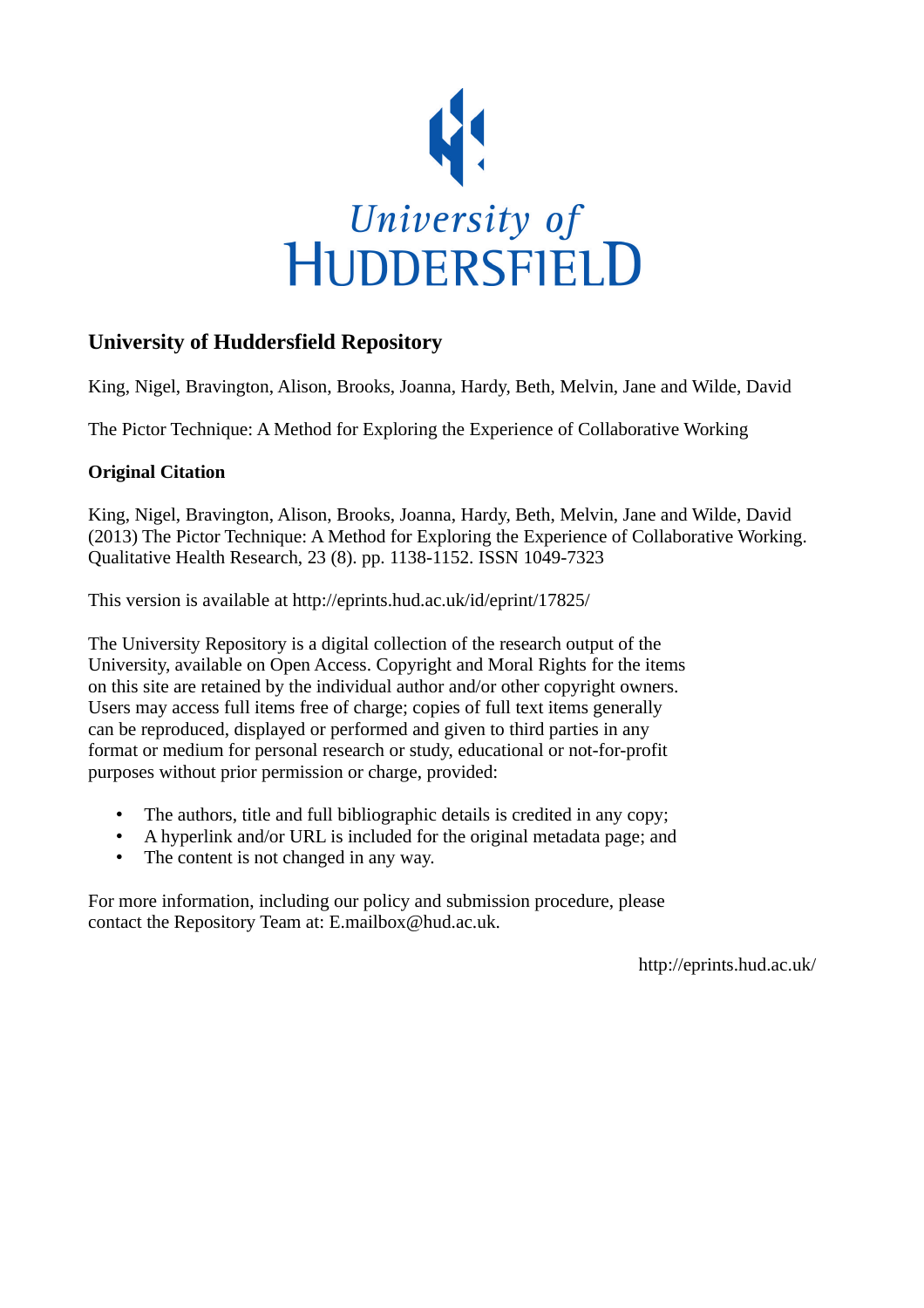University of HUDDERSFIELD

# University of Huddersfield Repository

King, Nigel, Bravington, Alison, Brooks, Joanna, Hardy, Beth, Melvin, Jane and Wilde, David

The Pictor Technique: A Method for Exploring the Experience of Collaborative Working

**Original Citation**

King, Nigel, Bravington, Alison, Brooks, Joanna, Hardy, Beth, Melvin, Jane and Wilde, David (2013) The Pictor Technique: A Method for Exploring the Experience of Collaborative Working. Qualitative Health Research, 23 (8). pp. 1138-1152. ISSN 1049-7323

This version is available at http://eprints.hud.ac.uk/id/eprint/17825/

The University Repository is a digital collection of the research output of the University, available on Open Access. Copyright and Moral Rights for the items on this site are retained by the individual author and/or other copyright owners. Users may access full items free of charge; copies of full text items generally can be reproduced, displayed or performed and given to third parties in any format or medium for personal research or study, educational or not-for-profit purposes without prior permission or charge, provided:

- The authors, title and full bibliographic details is credited in any copy;
- A hyperlink and/or URL is included for the original metadata page; and
- The content is not changed in any way.

For more information, including our policy and submission procedure, please contact the Repository Team at: E.mailbox@hud.ac.uk.

http://eprints.hud.ac.uk/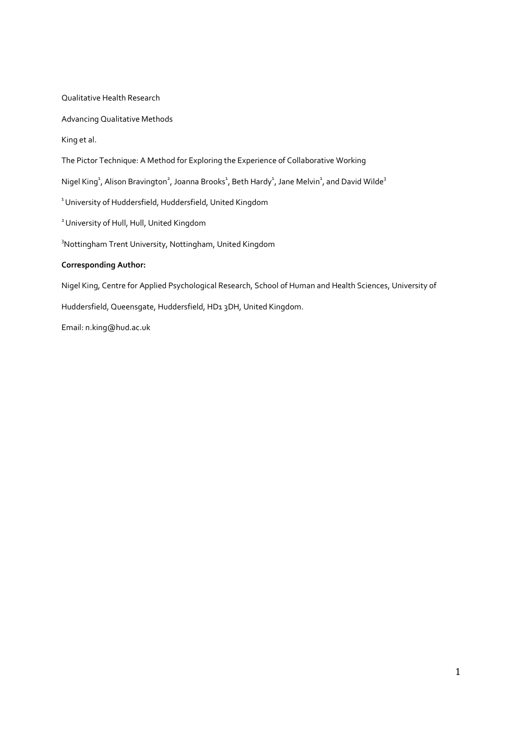Qualitative Health Research

Advancing Qualitative Methods

King et al.

The Pictor Technique: A Method for Exploring the Experience of Collaborative Working

Nigel King[1], Alison Bravington[2], Joanna Brooks[1], Beth Hardy[1], Jane Melvin[1], and David Wilde[3]

[1] University of Huddersfield, Huddersfield, United Kingdom

[2] University of Hull, Hull, United Kingdom

[3] Nottingham Trent University, Nottingham, United Kingdom

**Corresponding Author:**

Nigel King, Centre for Applied Psychological Research, School of Human and Health Sciences, University of Huddersfield, Queensgate, Huddersfield, HD1 3DH, United Kingdom.

Email: n.king@hud.ac.uk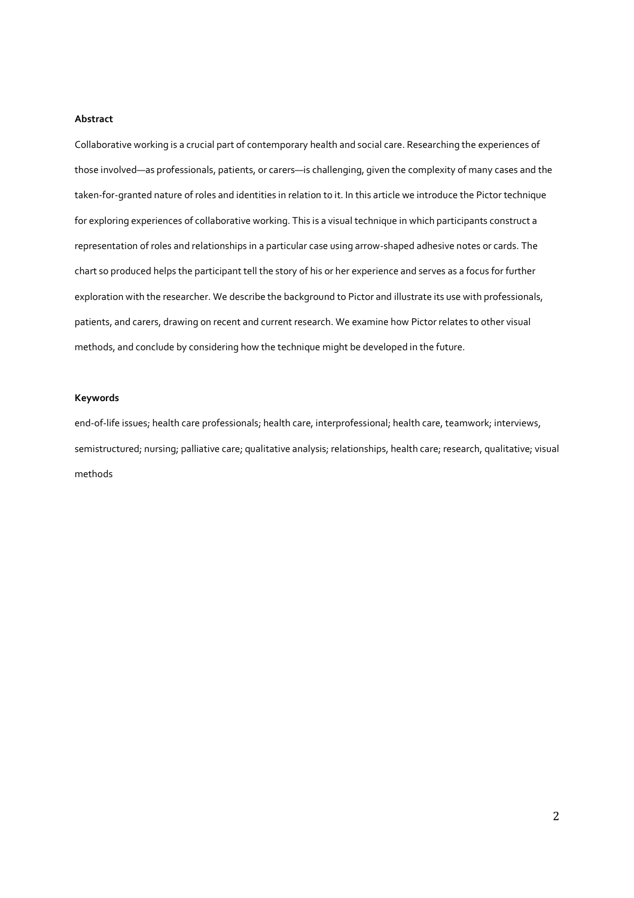**Abstract**

Collaborative working is a crucial part of contemporary health and social care. Researching the experiences of those involved—as professionals, patients, or carers—is challenging, given the complexity of many cases and the taken-for-granted nature of roles and identities in relation to it. In this article we introduce the Pictor technique for exploring experiences of collaborative working. This is a visual technique in which participants construct a representation of roles and relationships in a particular case using arrow-shaped adhesive notes or cards. The chart so produced helps the participant tell the story of his or her experience and serves as a focus for further exploration with the researcher. We describe the background to Pictor and illustrate its use with professionals, patients, and carers, drawing on recent and current research. We examine how Pictor relates to other visual methods, and conclude by considering how the technique might be developed in the future.

**Keywords**

end-of-life issues; health care professionals; health care, interprofessional; health care, teamwork; interviews, semistructured; nursing; palliative care; qualitative analysis; relationships, health care; research, qualitative; visual methods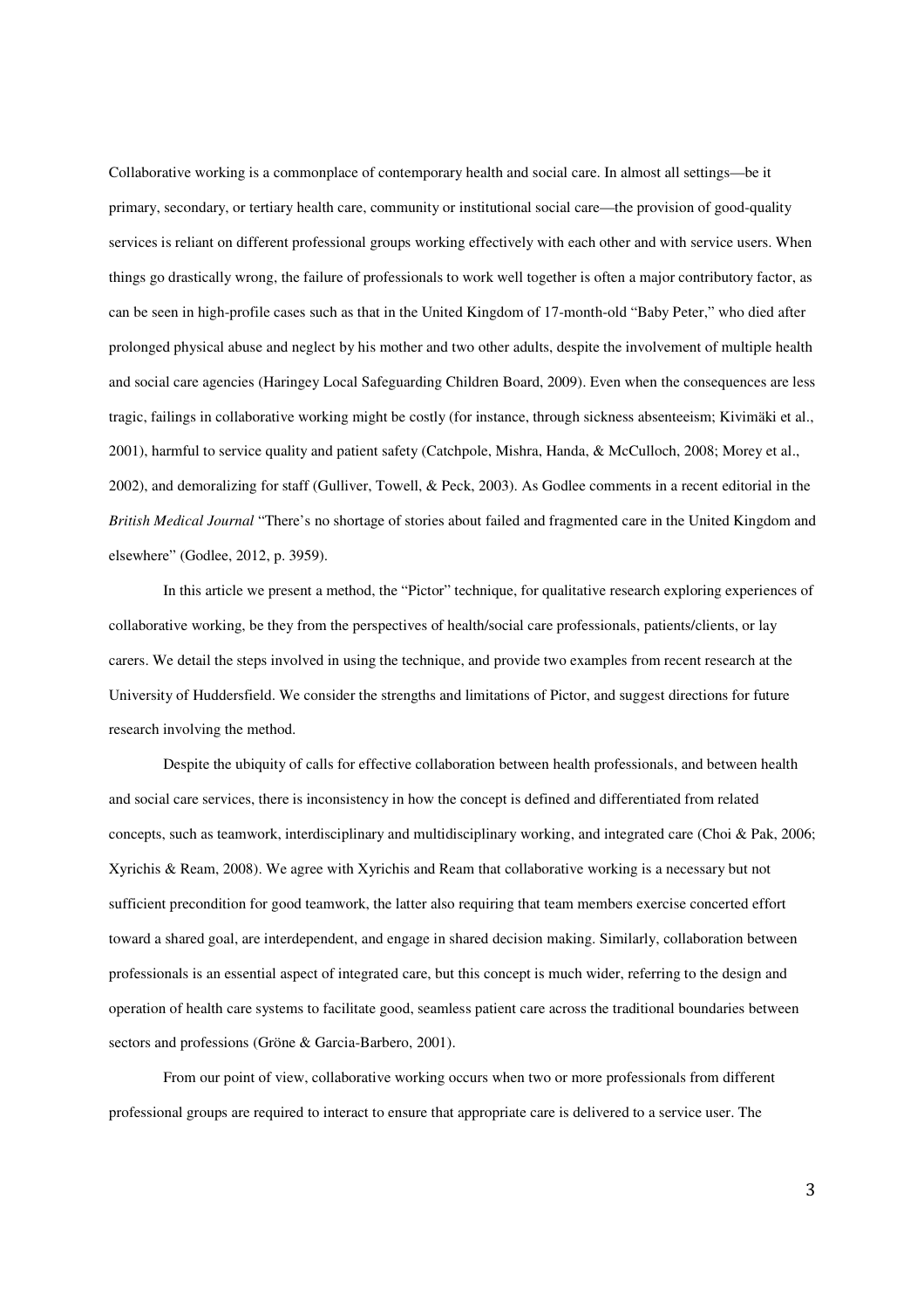Collaborative working is a commonplace of contemporary health and social care. In almost all settings—be it primary, secondary, or tertiary health care, community or institutional social care—the provision of good-quality services is reliant on different professional groups working effectively with each other and with service users. When things go drastically wrong, the failure of professionals to work well together is often a major contributory factor, as can be seen in high-profile cases such as that in the United Kingdom of 17-month-old "Baby Peter," who died after prolonged physical abuse and neglect by his mother and two other adults, despite the involvement of multiple health and social care agencies (Haringey Local Safeguarding Children Board, 2009). Even when the consequences are less tragic, failings in collaborative working might be costly (for instance, through sickness absenteeism; Kivimäki et al., 2001), harmful to service quality and patient safety (Catchpole, Mishra, Handa, & McCulloch, 2008; Morey et al., 2002), and demoralizing for staff (Gulliver, Towell, & Peck, 2003). As Godlee comments in a recent editorial in the *British Medical Journal* "There's no shortage of stories about failed and fragmented care in the United Kingdom and elsewhere" (Godlee, 2012, p. 3959).

In this article we present a method, the "Pictor" technique, for qualitative research exploring experiences of collaborative working, be they from the perspectives of health/social care professionals, patients/clients, or lay carers. We detail the steps involved in using the technique, and provide two examples from recent research at the University of Huddersfield. We consider the strengths and limitations of Pictor, and suggest directions for future research involving the method.

Despite the ubiquity of calls for effective collaboration between health professionals, and between health and social care services, there is inconsistency in how the concept is defined and differentiated from related concepts, such as teamwork, interdisciplinary and multidisciplinary working, and integrated care (Choi & Pak, 2006; Xyrichis & Ream, 2008). We agree with Xyrichis and Ream that collaborative working is a necessary but not sufficient precondition for good teamwork, the latter also requiring that team members exercise concerted effort toward a shared goal, are interdependent, and engage in shared decision making. Similarly, collaboration between professionals is an essential aspect of integrated care, but this concept is much wider, referring to the design and operation of health care systems to facilitate good, seamless patient care across the traditional boundaries between sectors and professions (Gröne & Garcia-Barbero, 2001).

From our point of view, collaborative working occurs when two or more professionals from different professional groups are required to interact to ensure that appropriate care is delivered to a service user. The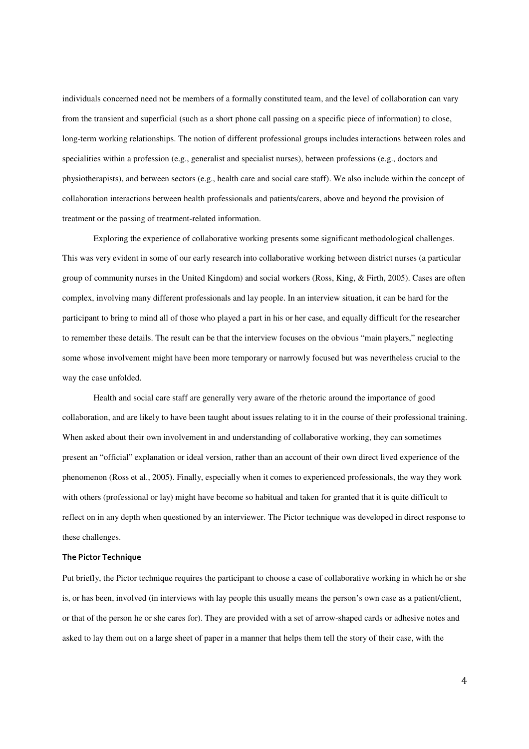individuals concerned need not be members of a formally constituted team, and the level of collaboration can vary from the transient and superficial (such as a short phone call passing on a specific piece of information) to close, long-term working relationships. The notion of different professional groups includes interactions between roles and specialities within a profession (e.g., generalist and specialist nurses), between professions (e.g., doctors and physiotherapists), and between sectors (e.g., health care and social care staff). We also include within the concept of collaboration interactions between health professionals and patients/carers, above and beyond the provision of treatment or the passing of treatment-related information.

Exploring the experience of collaborative working presents some significant methodological challenges. This was very evident in some of our early research into collaborative working between district nurses (a particular group of community nurses in the United Kingdom) and social workers (Ross, King, & Firth, 2005). Cases are often complex, involving many different professionals and lay people. In an interview situation, it can be hard for the participant to bring to mind all of those who played a part in his or her case, and equally difficult for the researcher to remember these details. The result can be that the interview focuses on the obvious "main players," neglecting some whose involvement might have been more temporary or narrowly focused but was nevertheless crucial to the way the case unfolded.

Health and social care staff are generally very aware of the rhetoric around the importance of good collaboration, and are likely to have been taught about issues relating to it in the course of their professional training. When asked about their own involvement in and understanding of collaborative working, they can sometimes present an "official" explanation or ideal version, rather than an account of their own direct lived experience of the phenomenon (Ross et al., 2005). Finally, especially when it comes to experienced professionals, the way they work with others (professional or lay) might have become so habitual and taken for granted that it is quite difficult to reflect on in any depth when questioned by an interviewer. The Pictor technique was developed in direct response to these challenges.

### The Pictor Technique

Put briefly, the Pictor technique requires the participant to choose a case of collaborative working in which he or she is, or has been, involved (in interviews with lay people this usually means the person's own case as a patient/client, or that of the person he or she cares for). They are provided with a set of arrow-shaped cards or adhesive notes and asked to lay them out on a large sheet of paper in a manner that helps them tell the story of their case, with the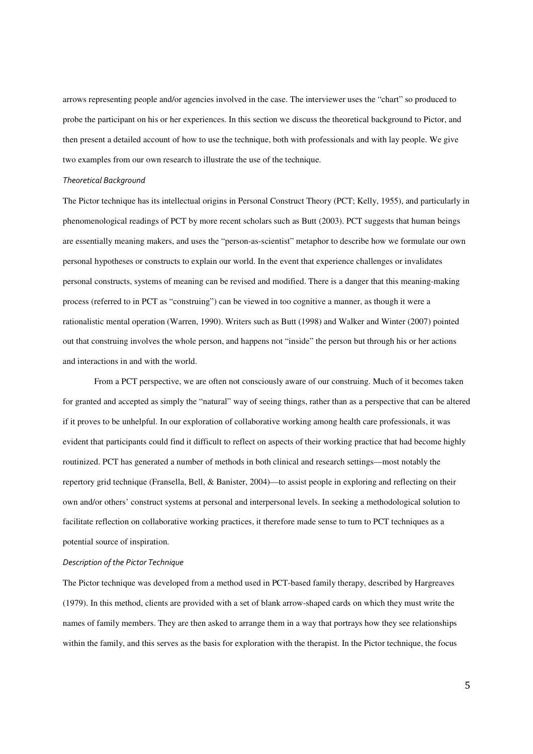arrows representing people and/or agencies involved in the case. The interviewer uses the "chart" so produced to probe the participant on his or her experiences. In this section we discuss the theoretical background to Pictor, and then present a detailed account of how to use the technique, both with professionals and with lay people. We give two examples from our own research to illustrate the use of the technique.

### *Theoretical Background*

The Pictor technique has its intellectual origins in Personal Construct Theory (PCT; Kelly, 1955), and particularly in phenomenological readings of PCT by more recent scholars such as Butt (2003). PCT suggests that human beings are essentially meaning makers, and uses the "person-as-scientist" metaphor to describe how we formulate our own personal hypotheses or constructs to explain our world. In the event that experience challenges or invalidates personal constructs, systems of meaning can be revised and modified. There is a danger that this meaning-making process (referred to in PCT as "construing") can be viewed in too cognitive a manner, as though it were a rationalistic mental operation (Warren, 1990). Writers such as Butt (1998) and Walker and Winter (2007) pointed out that construing involves the whole person, and happens not "inside" the person but through his or her actions and interactions in and with the world.

From a PCT perspective, we are often not consciously aware of our construing. Much of it becomes taken for granted and accepted as simply the "natural" way of seeing things, rather than as a perspective that can be altered if it proves to be unhelpful. In our exploration of collaborative working among health care professionals, it was evident that participants could find it difficult to reflect on aspects of their working practice that had become highly routinized. PCT has generated a number of methods in both clinical and research settings—most notably the repertory grid technique (Fransella, Bell, & Banister, 2004)—to assist people in exploring and reflecting on their own and/or others' construct systems at personal and interpersonal levels. In seeking a methodological solution to facilitate reflection on collaborative working practices, it therefore made sense to turn to PCT techniques as a potential source of inspiration.

### *Description of the Pictor Technique*

The Pictor technique was developed from a method used in PCT-based family therapy, described by Hargreaves (1979). In this method, clients are provided with a set of blank arrow-shaped cards on which they must write the names of family members. They are then asked to arrange them in a way that portrays how they see relationships within the family, and this serves as the basis for exploration with the therapist. In the Pictor technique, the focus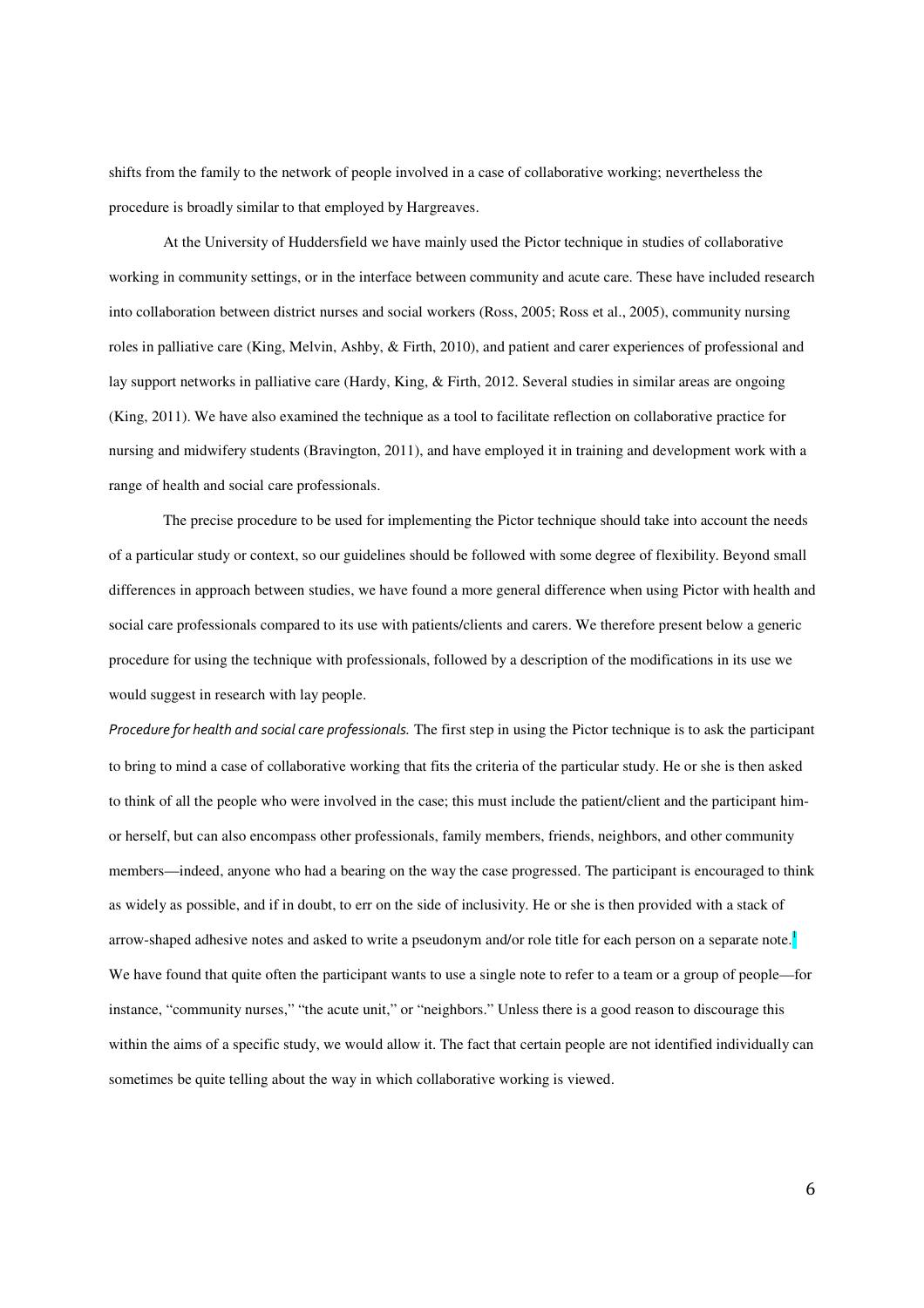shifts from the family to the network of people involved in a case of collaborative working; nevertheless the procedure is broadly similar to that employed by Hargreaves.

At the University of Huddersfield we have mainly used the Pictor technique in studies of collaborative working in community settings, or in the interface between community and acute care. These have included research into collaboration between district nurses and social workers (Ross, 2005; Ross et al., 2005), community nursing roles in palliative care (King, Melvin, Ashby, & Firth, 2010), and patient and carer experiences of professional and lay support networks in palliative care (Hardy, King, & Firth, 2012. Several studies in similar areas are ongoing (King, 2011). We have also examined the technique as a tool to facilitate reflection on collaborative practice for nursing and midwifery students (Bravington, 2011), and have employed it in training and development work with a range of health and social care professionals.

The precise procedure to be used for implementing the Pictor technique should take into account the needs of a particular study or context, so our guidelines should be followed with some degree of flexibility. Beyond small differences in approach between studies, we have found a more general difference when using Pictor with health and social care professionals compared to its use with patients/clients and carers. We therefore present below a generic procedure for using the technique with professionals, followed by a description of the modifications in its use we would suggest in research with lay people.

*Procedure for health and social care professionals.* The first step in using the Pictor technique is to ask the participant to bring to mind a case of collaborative working that fits the criteria of the particular study. He or she is then asked to think of all the people who were involved in the case; this must include the patient/client and the participant him- or herself, but can also encompass other professionals, family members, friends, neighbors, and other community members—indeed, anyone who had a bearing on the way the case progressed. The participant is encouraged to think as widely as possible, and if in doubt, to err on the side of inclusivity. He or she is then provided with a stack of arrow-shaped adhesive notes and asked to write a pseudonym and/or role title for each person on a separate note.[1] We have found that quite often the participant wants to use a single note to refer to a team or a group of people—for instance, "community nurses," "the acute unit," or "neighbors." Unless there is a good reason to discourage this within the aims of a specific study, we would allow it. The fact that certain people are not identified individually can sometimes be quite telling about the way in which collaborative working is viewed.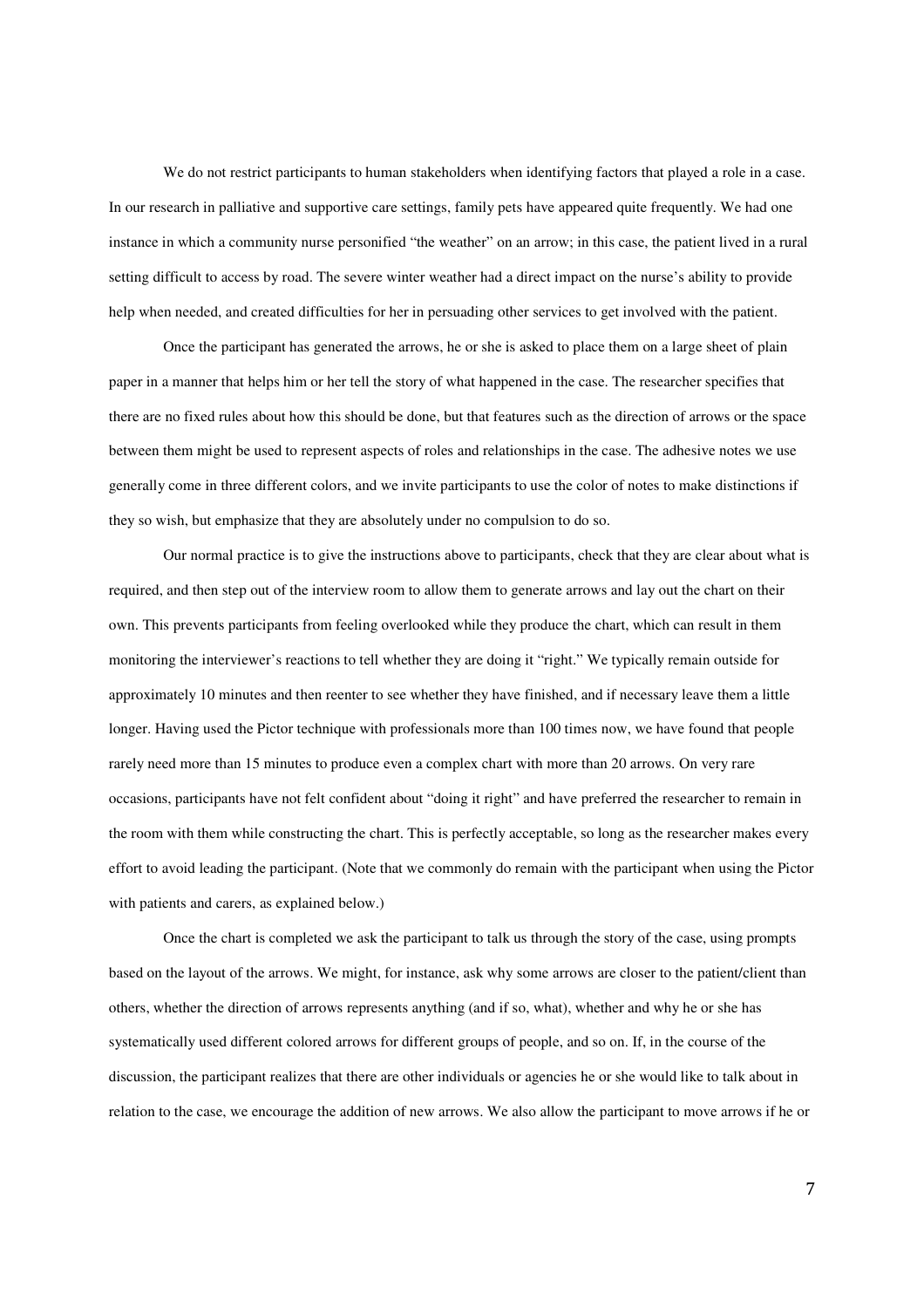We do not restrict participants to human stakeholders when identifying factors that played a role in a case. In our research in palliative and supportive care settings, family pets have appeared quite frequently. We had one instance in which a community nurse personified "the weather" on an arrow; in this case, the patient lived in a rural setting difficult to access by road. The severe winter weather had a direct impact on the nurse's ability to provide help when needed, and created difficulties for her in persuading other services to get involved with the patient.

Once the participant has generated the arrows, he or she is asked to place them on a large sheet of plain paper in a manner that helps him or her tell the story of what happened in the case. The researcher specifies that there are no fixed rules about how this should be done, but that features such as the direction of arrows or the space between them might be used to represent aspects of roles and relationships in the case. The adhesive notes we use generally come in three different colors, and we invite participants to use the color of notes to make distinctions if they so wish, but emphasize that they are absolutely under no compulsion to do so.

Our normal practice is to give the instructions above to participants, check that they are clear about what is required, and then step out of the interview room to allow them to generate arrows and lay out the chart on their own. This prevents participants from feeling overlooked while they produce the chart, which can result in them monitoring the interviewer's reactions to tell whether they are doing it "right." We typically remain outside for approximately 10 minutes and then reenter to see whether they have finished, and if necessary leave them a little longer. Having used the Pictor technique with professionals more than 100 times now, we have found that people rarely need more than 15 minutes to produce even a complex chart with more than 20 arrows. On very rare occasions, participants have not felt confident about "doing it right" and have preferred the researcher to remain in the room with them while constructing the chart. This is perfectly acceptable, so long as the researcher makes every effort to avoid leading the participant. (Note that we commonly do remain with the participant when using the Pictor with patients and carers, as explained below.)

Once the chart is completed we ask the participant to talk us through the story of the case, using prompts based on the layout of the arrows. We might, for instance, ask why some arrows are closer to the patient/client than others, whether the direction of arrows represents anything (and if so, what), whether and why he or she has systematically used different colored arrows for different groups of people, and so on. If, in the course of the discussion, the participant realizes that there are other individuals or agencies he or she would like to talk about in relation to the case, we encourage the addition of new arrows. We also allow the participant to move arrows if he or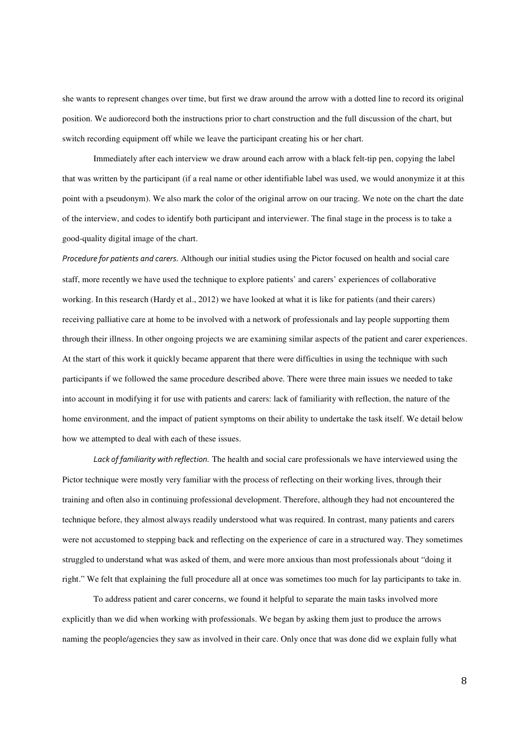she wants to represent changes over time, but first we draw around the arrow with a dotted line to record its original position. We audiorecord both the instructions prior to chart construction and the full discussion of the chart, but switch recording equipment off while we leave the participant creating his or her chart.

Immediately after each interview we draw around each arrow with a black felt-tip pen, copying the label that was written by the participant (if a real name or other identifiable label was used, we would anonymize it at this point with a pseudonym). We also mark the color of the original arrow on our tracing. We note on the chart the date of the interview, and codes to identify both participant and interviewer. The final stage in the process is to take a good-quality digital image of the chart.

*Procedure for patients and carers.* Although our initial studies using the Pictor focused on health and social care staff, more recently we have used the technique to explore patients' and carers' experiences of collaborative working. In this research (Hardy et al., 2012) we have looked at what it is like for patients (and their carers) receiving palliative care at home to be involved with a network of professionals and lay people supporting them through their illness. In other ongoing projects we are examining similar aspects of the patient and carer experiences. At the start of this work it quickly became apparent that there were difficulties in using the technique with such participants if we followed the same procedure described above. There were three main issues we needed to take into account in modifying it for use with patients and carers: lack of familiarity with reflection, the nature of the home environment, and the impact of patient symptoms on their ability to undertake the task itself. We detail below how we attempted to deal with each of these issues.

*Lack of familiarity with reflection.* The health and social care professionals we have interviewed using the Pictor technique were mostly very familiar with the process of reflecting on their working lives, through their training and often also in continuing professional development. Therefore, although they had not encountered the technique before, they almost always readily understood what was required. In contrast, many patients and carers were not accustomed to stepping back and reflecting on the experience of care in a structured way. They sometimes struggled to understand what was asked of them, and were more anxious than most professionals about "doing it right." We felt that explaining the full procedure all at once was sometimes too much for lay participants to take in.

To address patient and carer concerns, we found it helpful to separate the main tasks involved more explicitly than we did when working with professionals. We began by asking them just to produce the arrows naming the people/agencies they saw as involved in their care. Only once that was done did we explain fully what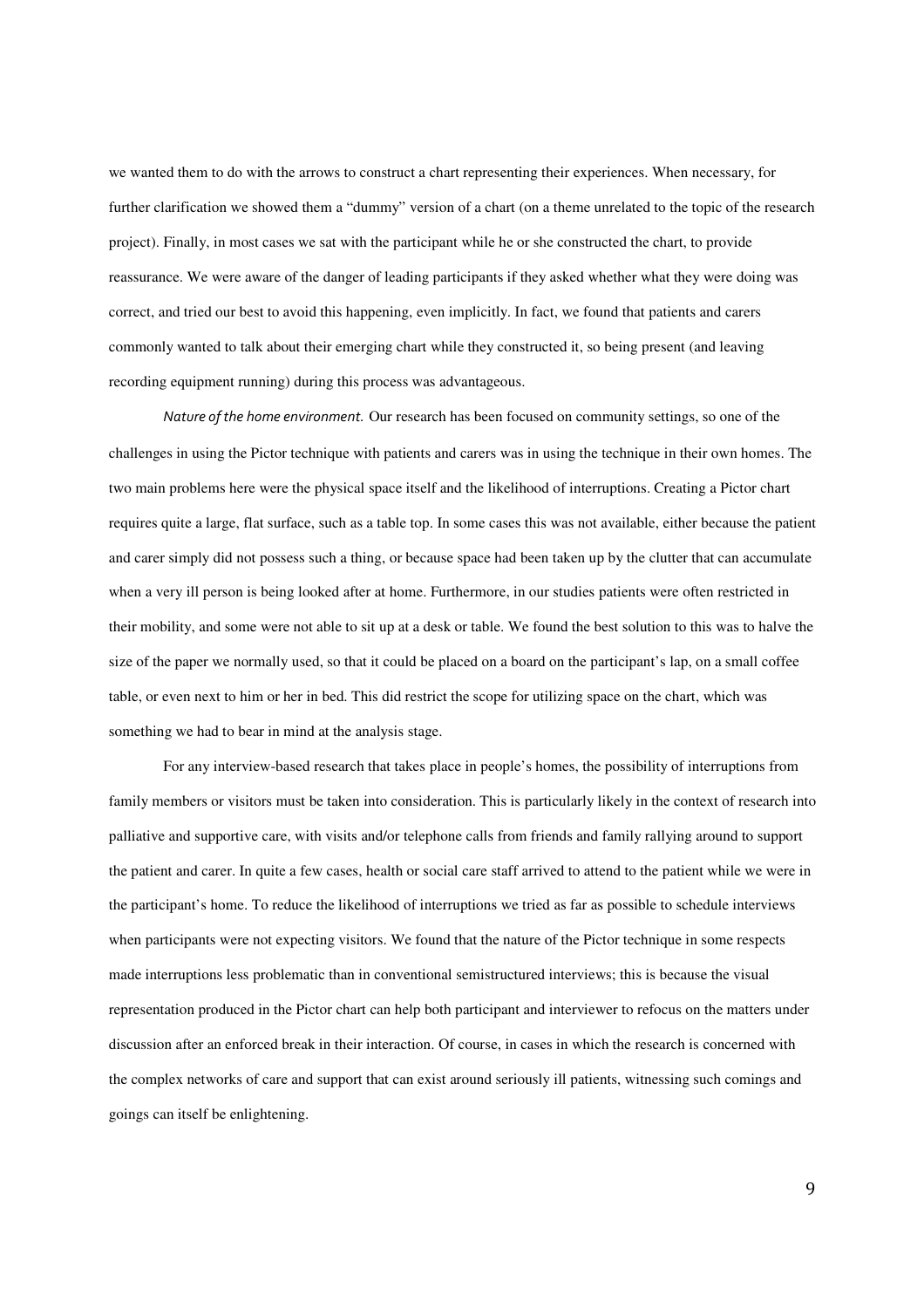we wanted them to do with the arrows to construct a chart representing their experiences. When necessary, for further clarification we showed them a "dummy" version of a chart (on a theme unrelated to the topic of the research project). Finally, in most cases we sat with the participant while he or she constructed the chart, to provide reassurance. We were aware of the danger of leading participants if they asked whether what they were doing was correct, and tried our best to avoid this happening, even implicitly. In fact, we found that patients and carers commonly wanted to talk about their emerging chart while they constructed it, so being present (and leaving recording equipment running) during this process was advantageous.

*Nature of the home environment.* Our research has been focused on community settings, so one of the challenges in using the Pictor technique with patients and carers was in using the technique in their own homes. The two main problems here were the physical space itself and the likelihood of interruptions. Creating a Pictor chart requires quite a large, flat surface, such as a table top. In some cases this was not available, either because the patient and carer simply did not possess such a thing, or because space had been taken up by the clutter that can accumulate when a very ill person is being looked after at home. Furthermore, in our studies patients were often restricted in their mobility, and some were not able to sit up at a desk or table. We found the best solution to this was to halve the size of the paper we normally used, so that it could be placed on a board on the participant's lap, on a small coffee table, or even next to him or her in bed. This did restrict the scope for utilizing space on the chart, which was something we had to bear in mind at the analysis stage.

For any interview-based research that takes place in people's homes, the possibility of interruptions from family members or visitors must be taken into consideration. This is particularly likely in the context of research into palliative and supportive care, with visits and/or telephone calls from friends and family rallying around to support the patient and carer. In quite a few cases, health or social care staff arrived to attend to the patient while we were in the participant's home. To reduce the likelihood of interruptions we tried as far as possible to schedule interviews when participants were not expecting visitors. We found that the nature of the Pictor technique in some respects made interruptions less problematic than in conventional semistructured interviews; this is because the visual representation produced in the Pictor chart can help both participant and interviewer to refocus on the matters under discussion after an enforced break in their interaction. Of course, in cases in which the research is concerned with the complex networks of care and support that can exist around seriously ill patients, witnessing such comings and goings can itself be enlightening.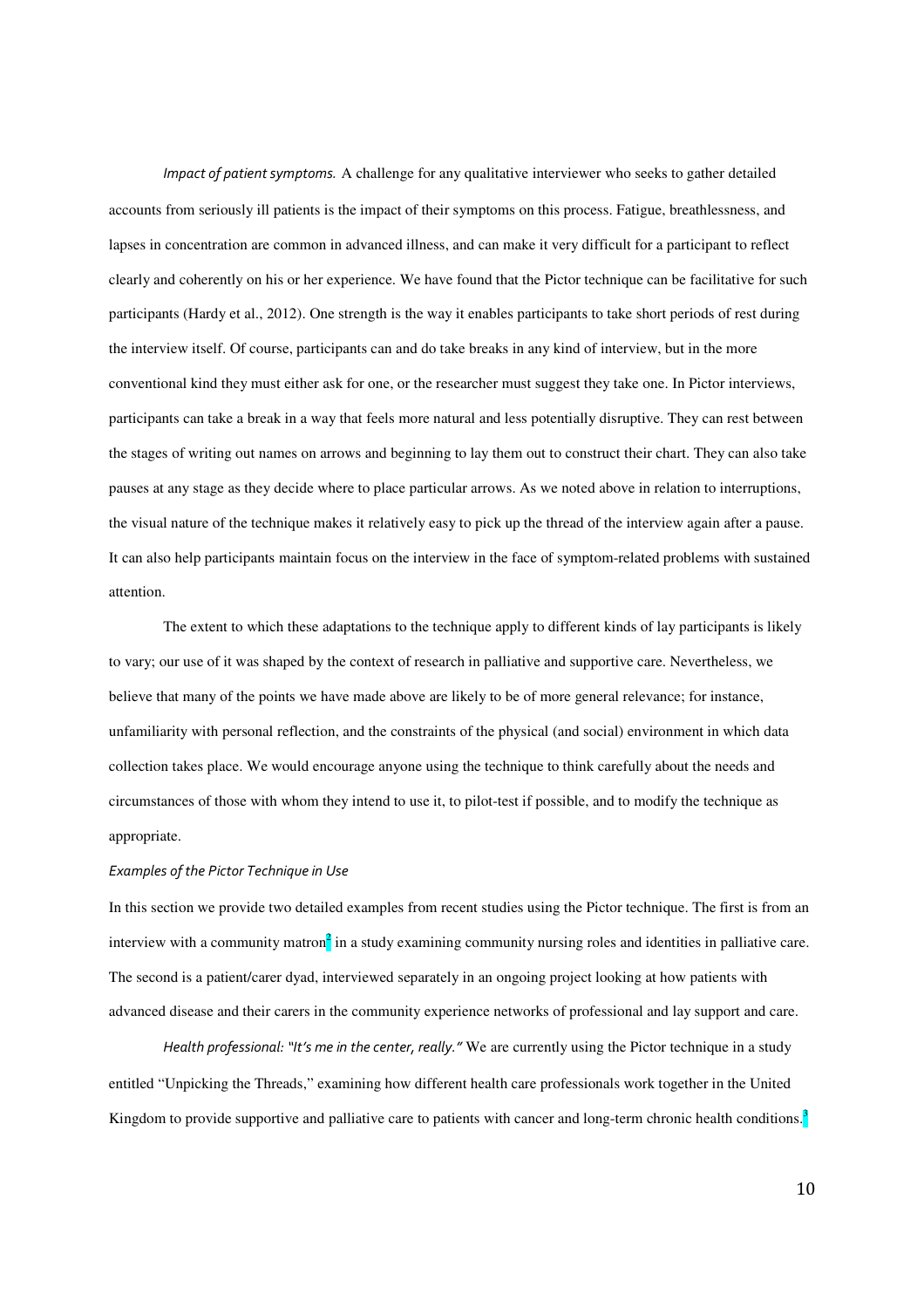*Impact of patient symptoms.* A challenge for any qualitative interviewer who seeks to gather detailed accounts from seriously ill patients is the impact of their symptoms on this process. Fatigue, breathlessness, and lapses in concentration are common in advanced illness, and can make it very difficult for a participant to reflect clearly and coherently on his or her experience. We have found that the Pictor technique can be facilitative for such participants (Hardy et al., 2012). One strength is the way it enables participants to take short periods of rest during the interview itself. Of course, participants can and do take breaks in any kind of interview, but in the more conventional kind they must either ask for one, or the researcher must suggest they take one. In Pictor interviews, participants can take a break in a way that feels more natural and less potentially disruptive. They can rest between the stages of writing out names on arrows and beginning to lay them out to construct their chart. They can also take pauses at any stage as they decide where to place particular arrows. As we noted above in relation to interruptions, the visual nature of the technique makes it relatively easy to pick up the thread of the interview again after a pause. It can also help participants maintain focus on the interview in the face of symptom-related problems with sustained attention.

The extent to which these adaptations to the technique apply to different kinds of lay participants is likely to vary; our use of it was shaped by the context of research in palliative and supportive care. Nevertheless, we believe that many of the points we have made above are likely to be of more general relevance; for instance, unfamiliarity with personal reflection, and the constraints of the physical (and social) environment in which data collection takes place. We would encourage anyone using the technique to think carefully about the needs and circumstances of those with whom they intend to use it, to pilot-test if possible, and to modify the technique as appropriate.

### *Examples of the Pictor Technique in Use*

In this section we provide two detailed examples from recent studies using the Pictor technique. The first is from an interview with a community matron[2] in a study examining community nursing roles and identities in palliative care. The second is a patient/carer dyad, interviewed separately in an ongoing project looking at how patients with advanced disease and their carers in the community experience networks of professional and lay support and care.

*Health professional: "It's me in the center, really."* We are currently using the Pictor technique in a study entitled "Unpicking the Threads," examining how different health care professionals work together in the United Kingdom to provide supportive and palliative care to patients with cancer and long-term chronic health conditions.[3]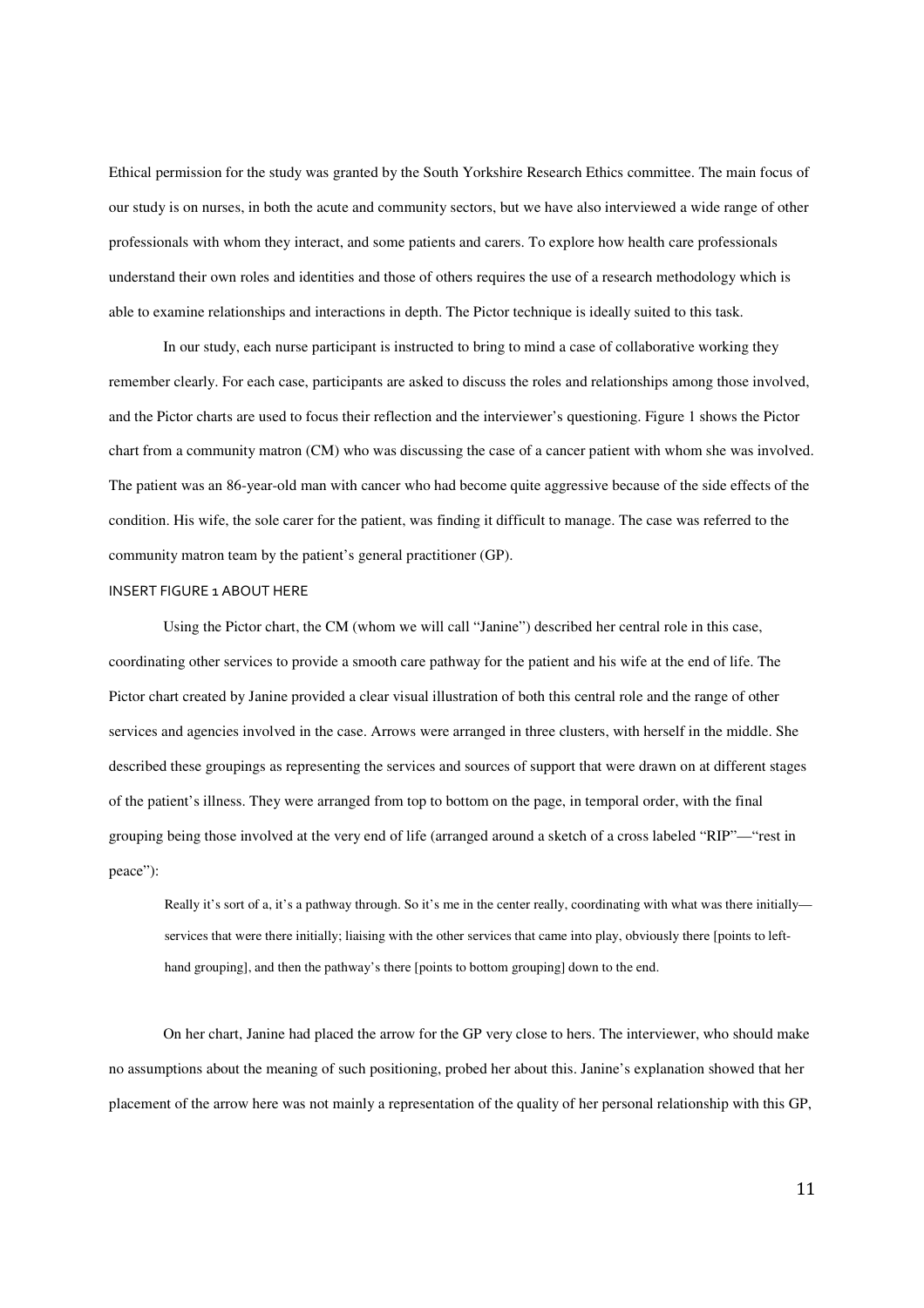Ethical permission for the study was granted by the South Yorkshire Research Ethics committee. The main focus of our study is on nurses, in both the acute and community sectors, but we have also interviewed a wide range of other professionals with whom they interact, and some patients and carers. To explore how health care professionals understand their own roles and identities and those of others requires the use of a research methodology which is able to examine relationships and interactions in depth. The Pictor technique is ideally suited to this task.

In our study, each nurse participant is instructed to bring to mind a case of collaborative working they remember clearly. For each case, participants are asked to discuss the roles and relationships among those involved, and the Pictor charts are used to focus their reflection and the interviewer's questioning. Figure 1 shows the Pictor chart from a community matron (CM) who was discussing the case of a cancer patient with whom she was involved. The patient was an 86-year-old man with cancer who had become quite aggressive because of the side effects of the condition. His wife, the sole carer for the patient, was finding it difficult to manage. The case was referred to the community matron team by the patient's general practitioner (GP).

INSERT FIGURE 1 ABOUT HERE

Using the Pictor chart, the CM (whom we will call "Janine") described her central role in this case, coordinating other services to provide a smooth care pathway for the patient and his wife at the end of life. The Pictor chart created by Janine provided a clear visual illustration of both this central role and the range of other services and agencies involved in the case. Arrows were arranged in three clusters, with herself in the middle. She described these groupings as representing the services and sources of support that were drawn on at different stages of the patient's illness. They were arranged from top to bottom on the page, in temporal order, with the final grouping being those involved at the very end of life (arranged around a sketch of a cross labeled "RIP"—"rest in peace"):

> Really it's sort of a, it's a pathway through. So it's me in the center really, coordinating with what was there initially—services that were there initially; liaising with the other services that came into play, obviously there [points to left-hand grouping], and then the pathway's there [points to bottom grouping] down to the end.

On her chart, Janine had placed the arrow for the GP very close to hers. The interviewer, who should make no assumptions about the meaning of such positioning, probed her about this. Janine's explanation showed that her placement of the arrow here was not mainly a representation of the quality of her personal relationship with this GP,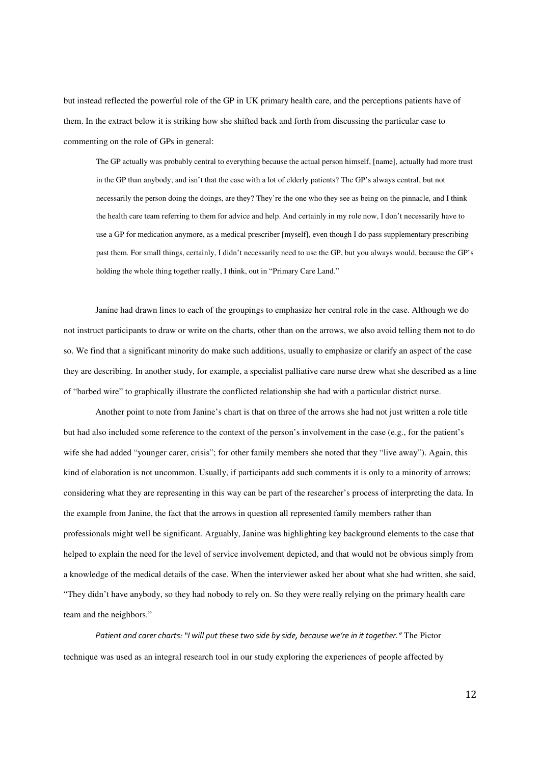but instead reflected the powerful role of the GP in UK primary health care, and the perceptions patients have of them. In the extract below it is striking how she shifted back and forth from discussing the particular case to commenting on the role of GPs in general:

> The GP actually was probably central to everything because the actual person himself, [name], actually had more trust in the GP than anybody, and isn't that the case with a lot of elderly patients? The GP's always central, but not necessarily the person doing the doings, are they? They're the one who they see as being on the pinnacle, and I think the health care team referring to them for advice and help. And certainly in my role now, I don't necessarily have to use a GP for medication anymore, as a medical prescriber [myself], even though I do pass supplementary prescribing past them. For small things, certainly, I didn't necessarily need to use the GP, but you always would, because the GP's holding the whole thing together really, I think, out in "Primary Care Land."

Janine had drawn lines to each of the groupings to emphasize her central role in the case. Although we do not instruct participants to draw or write on the charts, other than on the arrows, we also avoid telling them not to do so. We find that a significant minority do make such additions, usually to emphasize or clarify an aspect of the case they are describing. In another study, for example, a specialist palliative care nurse drew what she described as a line of "barbed wire" to graphically illustrate the conflicted relationship she had with a particular district nurse.

Another point to note from Janine's chart is that on three of the arrows she had not just written a role title but had also included some reference to the context of the person's involvement in the case (e.g., for the patient's wife she had added "younger carer, crisis"; for other family members she noted that they "live away"). Again, this kind of elaboration is not uncommon. Usually, if participants add such comments it is only to a minority of arrows; considering what they are representing in this way can be part of the researcher's process of interpreting the data. In the example from Janine, the fact that the arrows in question all represented family members rather than professionals might well be significant. Arguably, Janine was highlighting key background elements to the case that helped to explain the need for the level of service involvement depicted, and that would not be obvious simply from a knowledge of the medical details of the case. When the interviewer asked her about what she had written, she said, "They didn't have anybody, so they had nobody to rely on. So they were really relying on the primary health care team and the neighbors."

*Patient and carer charts: "I will put these two side by side, because we're in it together."* The Pictor technique was used as an integral research tool in our study exploring the experiences of people affected by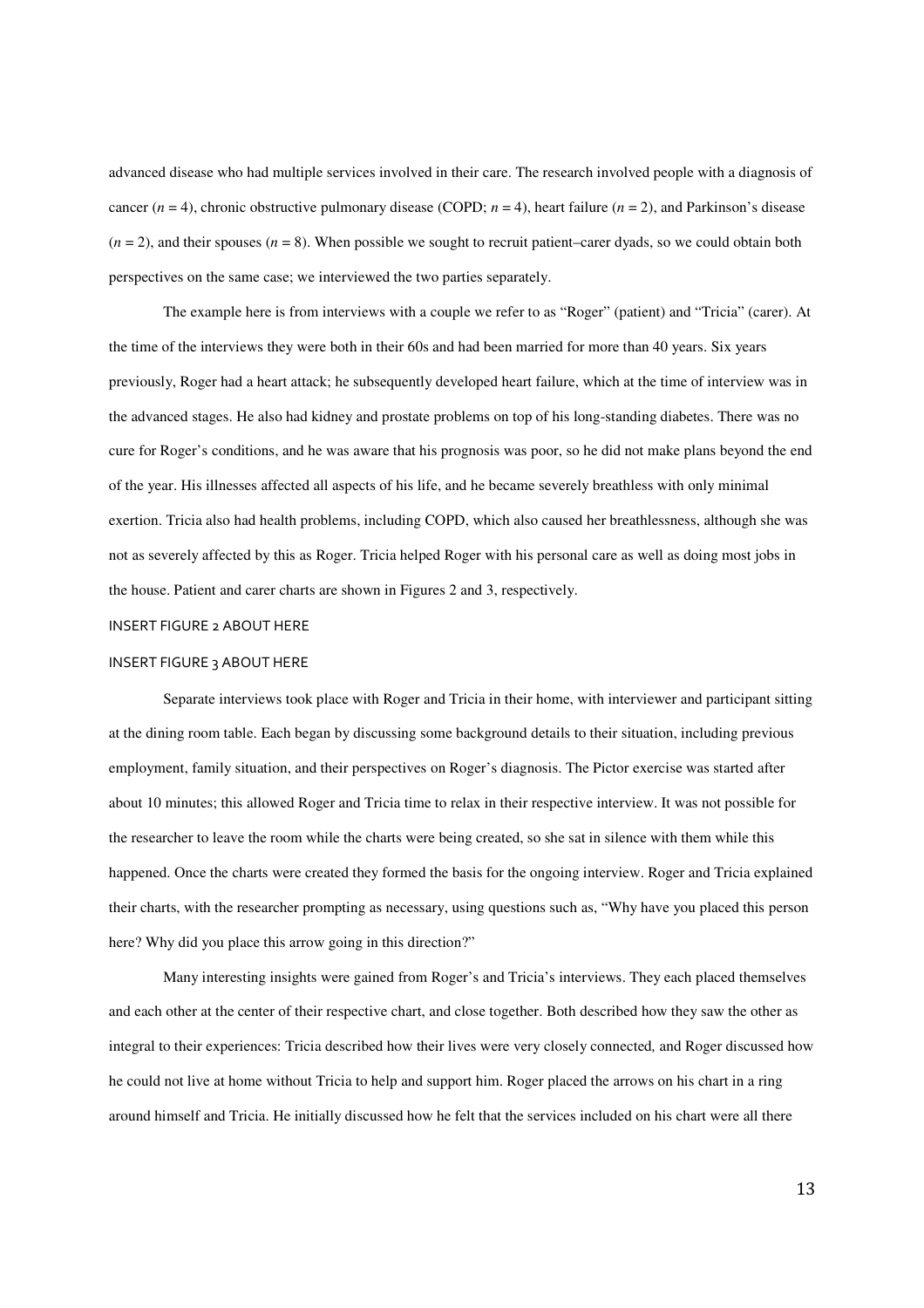advanced disease who had multiple services involved in their care. The research involved people with a diagnosis of cancer ($n$ = 4), chronic obstructive pulmonary disease (COPD; $n$ = 4), heart failure ($n$ = 2), and Parkinson's disease ($n$ = 2), and their spouses ($n$ = 8). When possible we sought to recruit patient–carer dyads, so we could obtain both perspectives on the same case; we interviewed the two parties separately.

The example here is from interviews with a couple we refer to as "Roger" (patient) and "Tricia" (carer). At the time of the interviews they were both in their 60s and had been married for more than 40 years. Six years previously, Roger had a heart attack; he subsequently developed heart failure, which at the time of interview was in the advanced stages. He also had kidney and prostate problems on top of his long-standing diabetes. There was no cure for Roger's conditions, and he was aware that his prognosis was poor, so he did not make plans beyond the end of the year. His illnesses affected all aspects of his life, and he became severely breathless with only minimal exertion. Tricia also had health problems, including COPD, which also caused her breathlessness, although she was not as severely affected by this as Roger. Tricia helped Roger with his personal care as well as doing most jobs in the house. Patient and carer charts are shown in Figures 2 and 3, respectively.

INSERT FIGURE 2 ABOUT HERE

INSERT FIGURE 3 ABOUT HERE

Separate interviews took place with Roger and Tricia in their home, with interviewer and participant sitting at the dining room table. Each began by discussing some background details to their situation, including previous employment, family situation, and their perspectives on Roger's diagnosis. The Pictor exercise was started after about 10 minutes; this allowed Roger and Tricia time to relax in their respective interview. It was not possible for the researcher to leave the room while the charts were being created, so she sat in silence with them while this happened. Once the charts were created they formed the basis for the ongoing interview. Roger and Tricia explained their charts, with the researcher prompting as necessary, using questions such as, "Why have you placed this person here? Why did you place this arrow going in this direction?"

Many interesting insights were gained from Roger's and Tricia's interviews. They each placed themselves and each other at the center of their respective chart, and close together. Both described how they saw the other as integral to their experiences: Tricia described how their lives were very closely connected, and Roger discussed how he could not live at home without Tricia to help and support him. Roger placed the arrows on his chart in a ring around himself and Tricia. He initially discussed how he felt that the services included on his chart were all there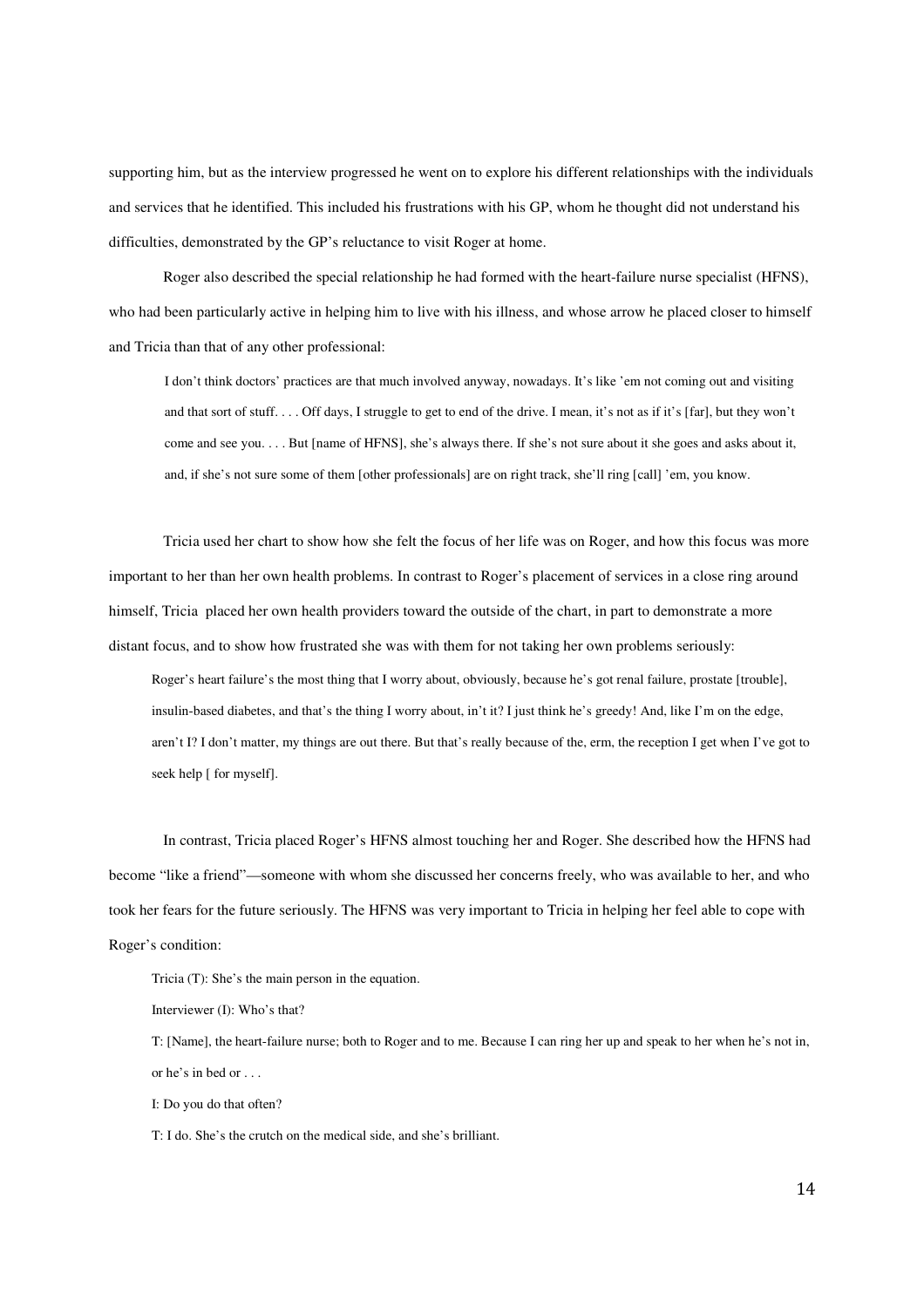supporting him, but as the interview progressed he went on to explore his different relationships with the individuals and services that he identified. This included his frustrations with his GP, whom he thought did not understand his difficulties, demonstrated by the GP's reluctance to visit Roger at home.

Roger also described the special relationship he had formed with the heart-failure nurse specialist (HFNS), who had been particularly active in helping him to live with his illness, and whose arrow he placed closer to himself and Tricia than that of any other professional:

> I don't think doctors' practices are that much involved anyway, nowadays. It's like 'em not coming out and visiting and that sort of stuff. . . . Off days, I struggle to get to end of the drive. I mean, it's not as if it's [far], but they won't come and see you. . . . But [name of HFNS], she's always there. If she's not sure about it she goes and asks about it, and, if she's not sure some of them [other professionals] are on right track, she'll ring [call] 'em, you know.

Tricia used her chart to show how she felt the focus of her life was on Roger, and how this focus was more important to her than her own health problems. In contrast to Roger's placement of services in a close ring around himself, Tricia placed her own health providers toward the outside of the chart, in part to demonstrate a more distant focus, and to show how frustrated she was with them for not taking her own problems seriously:

> Roger's heart failure's the most thing that I worry about, obviously, because he's got renal failure, prostate [trouble], insulin-based diabetes, and that's the thing I worry about, in't it? I just think he's greedy! And, like I'm on the edge, aren't I? I don't matter, my things are out there. But that's really because of the, erm, the reception I get when I've got to seek help [ for myself].

In contrast, Tricia placed Roger's HFNS almost touching her and Roger. She described how the HFNS had become "like a friend"—someone with whom she discussed her concerns freely, who was available to her, and who took her fears for the future seriously. The HFNS was very important to Tricia in helping her feel able to cope with Roger's condition:

> Tricia (T): She's the main person in the equation.
>
> Interviewer (I): Who's that?
>
> T: [Name], the heart-failure nurse; both to Roger and to me. Because I can ring her up and speak to her when he's not in, or he's in bed or . . .
>
> I: Do you do that often?
>
> T: I do. She's the crutch on the medical side, and she's brilliant.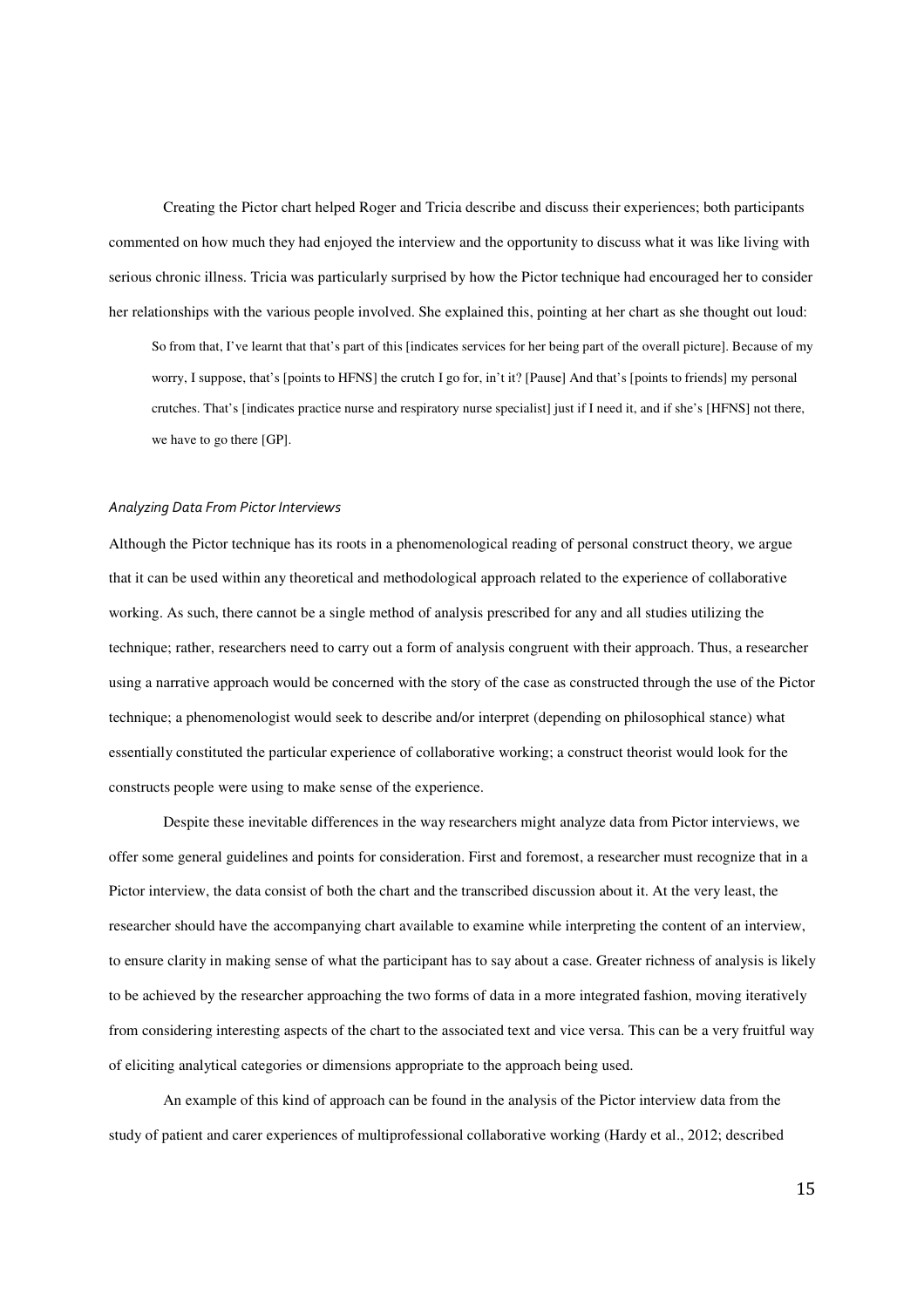Creating the Pictor chart helped Roger and Tricia describe and discuss their experiences; both participants commented on how much they had enjoyed the interview and the opportunity to discuss what it was like living with serious chronic illness. Tricia was particularly surprised by how the Pictor technique had encouraged her to consider her relationships with the various people involved. She explained this, pointing at her chart as she thought out loud:

> So from that, I've learnt that that's part of this [indicates services for her being part of the overall picture]. Because of my worry, I suppose, that's [points to HFNS] the crutch I go for, in't it? [Pause] And that's [points to friends] my personal crutches. That's [indicates practice nurse and respiratory nurse specialist] just if I need it, and if she's [HFNS] not there, we have to go there [GP].

### *Analyzing Data From Pictor Interviews*

Although the Pictor technique has its roots in a phenomenological reading of personal construct theory, we argue that it can be used within any theoretical and methodological approach related to the experience of collaborative working. As such, there cannot be a single method of analysis prescribed for any and all studies utilizing the technique; rather, researchers need to carry out a form of analysis congruent with their approach. Thus, a researcher using a narrative approach would be concerned with the story of the case as constructed through the use of the Pictor technique; a phenomenologist would seek to describe and/or interpret (depending on philosophical stance) what essentially constituted the particular experience of collaborative working; a construct theorist would look for the constructs people were using to make sense of the experience.

Despite these inevitable differences in the way researchers might analyze data from Pictor interviews, we offer some general guidelines and points for consideration. First and foremost, a researcher must recognize that in a Pictor interview, the data consist of both the chart and the transcribed discussion about it. At the very least, the researcher should have the accompanying chart available to examine while interpreting the content of an interview, to ensure clarity in making sense of what the participant has to say about a case. Greater richness of analysis is likely to be achieved by the researcher approaching the two forms of data in a more integrated fashion, moving iteratively from considering interesting aspects of the chart to the associated text and vice versa. This can be a very fruitful way of eliciting analytical categories or dimensions appropriate to the approach being used.

An example of this kind of approach can be found in the analysis of the Pictor interview data from the study of patient and carer experiences of multiprofessional collaborative working (Hardy et al., 2012; described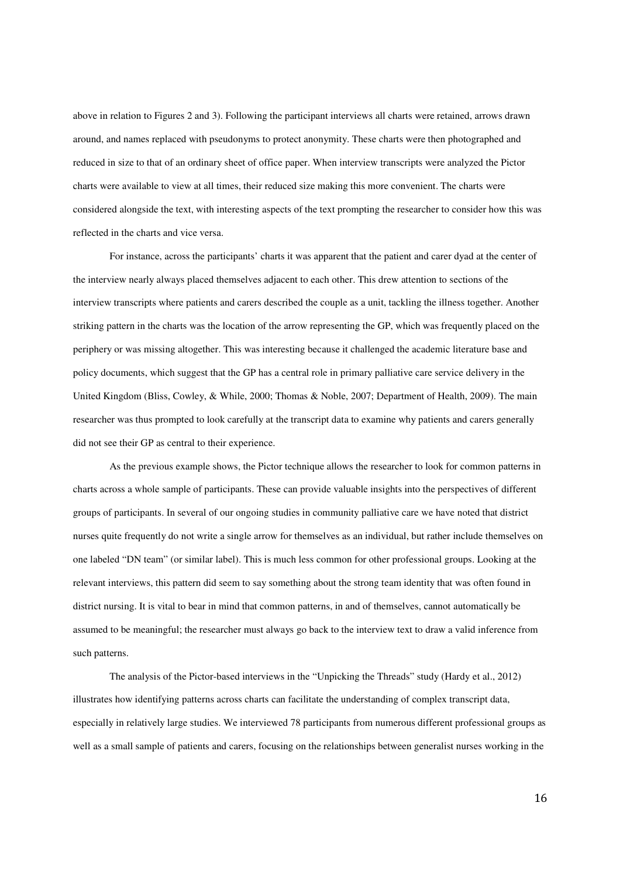above in relation to Figures 2 and 3). Following the participant interviews all charts were retained, arrows drawn around, and names replaced with pseudonyms to protect anonymity. These charts were then photographed and reduced in size to that of an ordinary sheet of office paper. When interview transcripts were analyzed the Pictor charts were available to view at all times, their reduced size making this more convenient. The charts were considered alongside the text, with interesting aspects of the text prompting the researcher to consider how this was reflected in the charts and vice versa.

For instance, across the participants' charts it was apparent that the patient and carer dyad at the center of the interview nearly always placed themselves adjacent to each other. This drew attention to sections of the interview transcripts where patients and carers described the couple as a unit, tackling the illness together. Another striking pattern in the charts was the location of the arrow representing the GP, which was frequently placed on the periphery or was missing altogether. This was interesting because it challenged the academic literature base and policy documents, which suggest that the GP has a central role in primary palliative care service delivery in the United Kingdom (Bliss, Cowley, & While, 2000; Thomas & Noble, 2007; Department of Health, 2009). The main researcher was thus prompted to look carefully at the transcript data to examine why patients and carers generally did not see their GP as central to their experience.

As the previous example shows, the Pictor technique allows the researcher to look for common patterns in charts across a whole sample of participants. These can provide valuable insights into the perspectives of different groups of participants. In several of our ongoing studies in community palliative care we have noted that district nurses quite frequently do not write a single arrow for themselves as an individual, but rather include themselves on one labeled "DN team" (or similar label). This is much less common for other professional groups. Looking at the relevant interviews, this pattern did seem to say something about the strong team identity that was often found in district nursing. It is vital to bear in mind that common patterns, in and of themselves, cannot automatically be assumed to be meaningful; the researcher must always go back to the interview text to draw a valid inference from such patterns.

The analysis of the Pictor-based interviews in the "Unpicking the Threads" study (Hardy et al., 2012) illustrates how identifying patterns across charts can facilitate the understanding of complex transcript data, especially in relatively large studies. We interviewed 78 participants from numerous different professional groups as well as a small sample of patients and carers, focusing on the relationships between generalist nurses working in the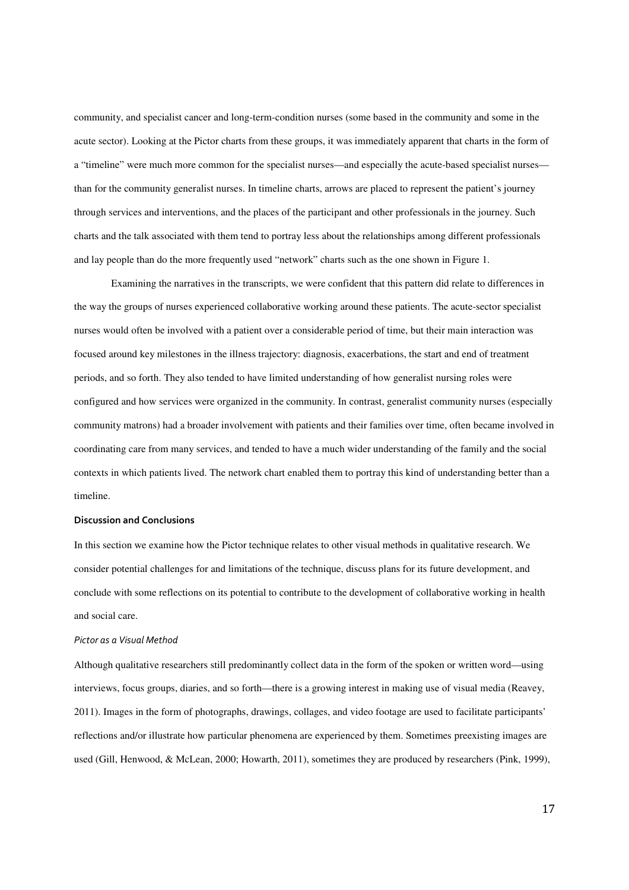community, and specialist cancer and long-term-condition nurses (some based in the community and some in the acute sector). Looking at the Pictor charts from these groups, it was immediately apparent that charts in the form of a "timeline" were much more common for the specialist nurses—and especially the acute-based specialist nurses—than for the community generalist nurses. In timeline charts, arrows are placed to represent the patient's journey through services and interventions, and the places of the participant and other professionals in the journey. Such charts and the talk associated with them tend to portray less about the relationships among different professionals and lay people than do the more frequently used "network" charts such as the one shown in Figure 1.

Examining the narratives in the transcripts, we were confident that this pattern did relate to differences in the way the groups of nurses experienced collaborative working around these patients. The acute-sector specialist nurses would often be involved with a patient over a considerable period of time, but their main interaction was focused around key milestones in the illness trajectory: diagnosis, exacerbations, the start and end of treatment periods, and so forth. They also tended to have limited understanding of how generalist nursing roles were configured and how services were organized in the community. In contrast, generalist community nurses (especially community matrons) had a broader involvement with patients and their families over time, often became involved in coordinating care from many services, and tended to have a much wider understanding of the family and the social contexts in which patients lived. The network chart enabled them to portray this kind of understanding better than a timeline.

## Discussion and Conclusions

In this section we examine how the Pictor technique relates to other visual methods in qualitative research. We consider potential challenges for and limitations of the technique, discuss plans for its future development, and conclude with some reflections on its potential to contribute to the development of collaborative working in health and social care.

### *Pictor as a Visual Method*

Although qualitative researchers still predominantly collect data in the form of the spoken or written word—using interviews, focus groups, diaries, and so forth—there is a growing interest in making use of visual media (Reavey, 2011). Images in the form of photographs, drawings, collages, and video footage are used to facilitate participants' reflections and/or illustrate how particular phenomena are experienced by them. Sometimes preexisting images are used (Gill, Henwood, & McLean, 2000; Howarth, 2011), sometimes they are produced by researchers (Pink, 1999),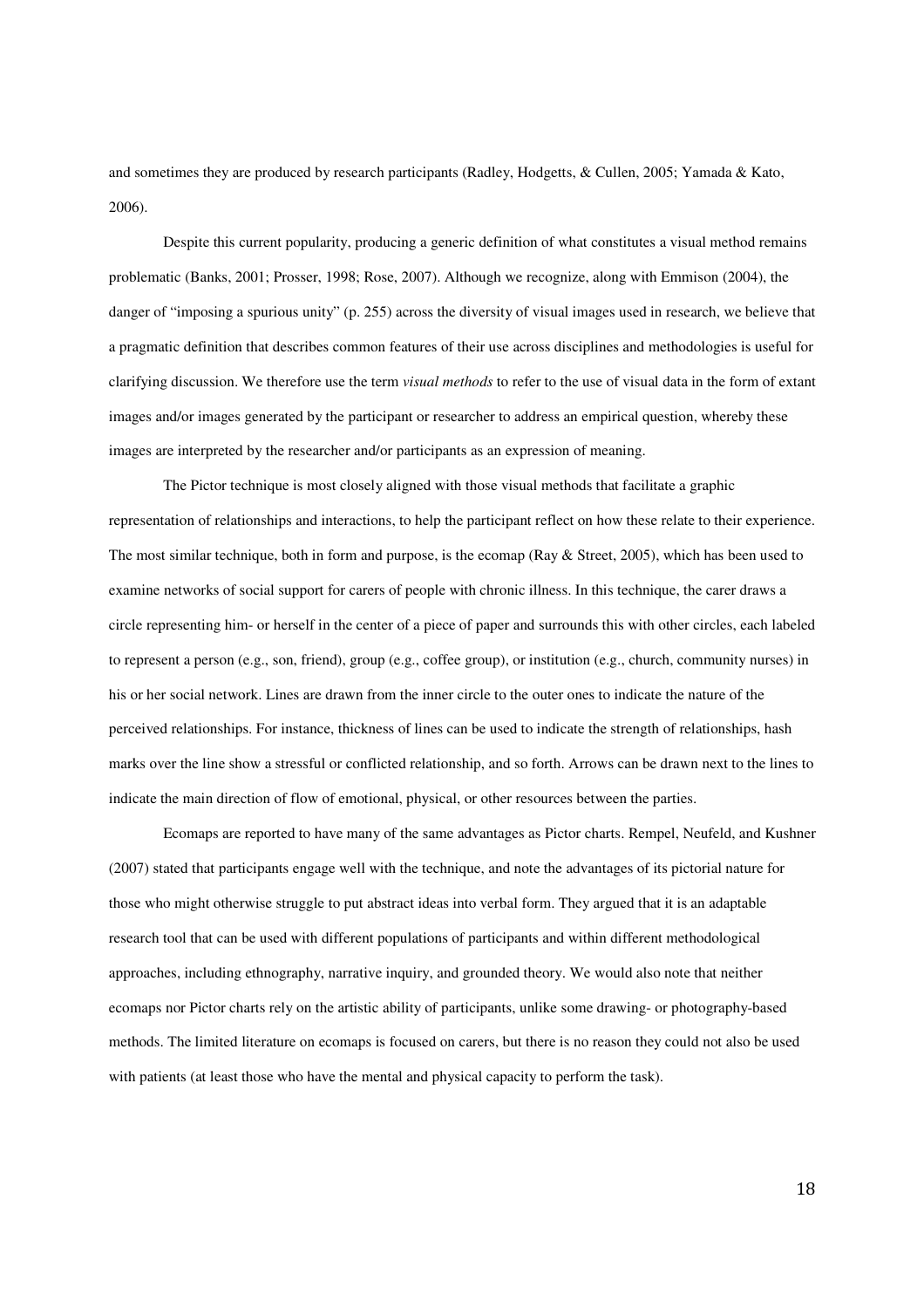and sometimes they are produced by research participants (Radley, Hodgetts, & Cullen, 2005; Yamada & Kato, 2006).

Despite this current popularity, producing a generic definition of what constitutes a visual method remains problematic (Banks, 2001; Prosser, 1998; Rose, 2007). Although we recognize, along with Emmison (2004), the danger of "imposing a spurious unity" (p. 255) across the diversity of visual images used in research, we believe that a pragmatic definition that describes common features of their use across disciplines and methodologies is useful for clarifying discussion. We therefore use the term *visual methods* to refer to the use of visual data in the form of extant images and/or images generated by the participant or researcher to address an empirical question, whereby these images are interpreted by the researcher and/or participants as an expression of meaning.

The Pictor technique is most closely aligned with those visual methods that facilitate a graphic representation of relationships and interactions, to help the participant reflect on how these relate to their experience. The most similar technique, both in form and purpose, is the ecomap (Ray & Street, 2005), which has been used to examine networks of social support for carers of people with chronic illness. In this technique, the carer draws a circle representing him- or herself in the center of a piece of paper and surrounds this with other circles, each labeled to represent a person (e.g., son, friend), group (e.g., coffee group), or institution (e.g., church, community nurses) in his or her social network. Lines are drawn from the inner circle to the outer ones to indicate the nature of the perceived relationships. For instance, thickness of lines can be used to indicate the strength of relationships, hash marks over the line show a stressful or conflicted relationship, and so forth. Arrows can be drawn next to the lines to indicate the main direction of flow of emotional, physical, or other resources between the parties.

Ecomaps are reported to have many of the same advantages as Pictor charts. Rempel, Neufeld, and Kushner (2007) stated that participants engage well with the technique, and note the advantages of its pictorial nature for those who might otherwise struggle to put abstract ideas into verbal form. They argued that it is an adaptable research tool that can be used with different populations of participants and within different methodological approaches, including ethnography, narrative inquiry, and grounded theory. We would also note that neither ecomaps nor Pictor charts rely on the artistic ability of participants, unlike some drawing- or photography-based methods. The limited literature on ecomaps is focused on carers, but there is no reason they could not also be used with patients (at least those who have the mental and physical capacity to perform the task).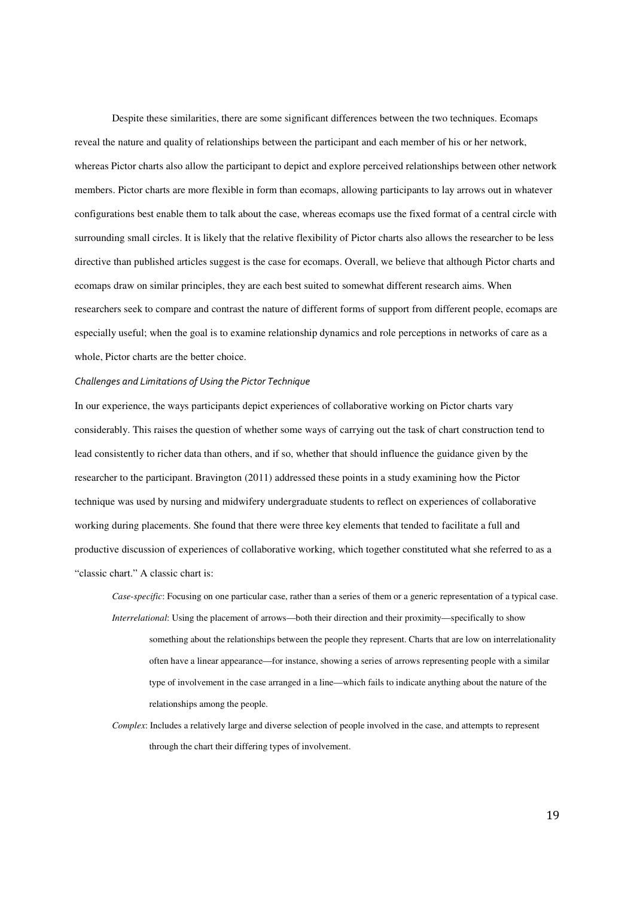Despite these similarities, there are some significant differences between the two techniques. Ecomaps reveal the nature and quality of relationships between the participant and each member of his or her network, whereas Pictor charts also allow the participant to depict and explore perceived relationships between other network members. Pictor charts are more flexible in form than ecomaps, allowing participants to lay arrows out in whatever configurations best enable them to talk about the case, whereas ecomaps use the fixed format of a central circle with surrounding small circles. It is likely that the relative flexibility of Pictor charts also allows the researcher to be less directive than published articles suggest is the case for ecomaps. Overall, we believe that although Pictor charts and ecomaps draw on similar principles, they are each best suited to somewhat different research aims. When researchers seek to compare and contrast the nature of different forms of support from different people, ecomaps are especially useful; when the goal is to examine relationship dynamics and role perceptions in networks of care as a whole, Pictor charts are the better choice.

### *Challenges and Limitations of Using the Pictor Technique*

In our experience, the ways participants depict experiences of collaborative working on Pictor charts vary considerably. This raises the question of whether some ways of carrying out the task of chart construction tend to lead consistently to richer data than others, and if so, whether that should influence the guidance given by the researcher to the participant. Bravington (2011) addressed these points in a study examining how the Pictor technique was used by nursing and midwifery undergraduate students to reflect on experiences of collaborative working during placements. She found that there were three key elements that tended to facilitate a full and productive discussion of experiences of collaborative working, which together constituted what she referred to as a "classic chart." A classic chart is:

*Case-specific*: Focusing on one particular case, rather than a series of them or a generic representation of a typical case.

*Interrelational*: Using the placement of arrows—both their direction and their proximity—specifically to show something about the relationships between the people they represent. Charts that are low on interrelationality often have a linear appearance—for instance, showing a series of arrows representing people with a similar type of involvement in the case arranged in a line—which fails to indicate anything about the nature of the relationships among the people.

*Complex*: Includes a relatively large and diverse selection of people involved in the case, and attempts to represent through the chart their differing types of involvement.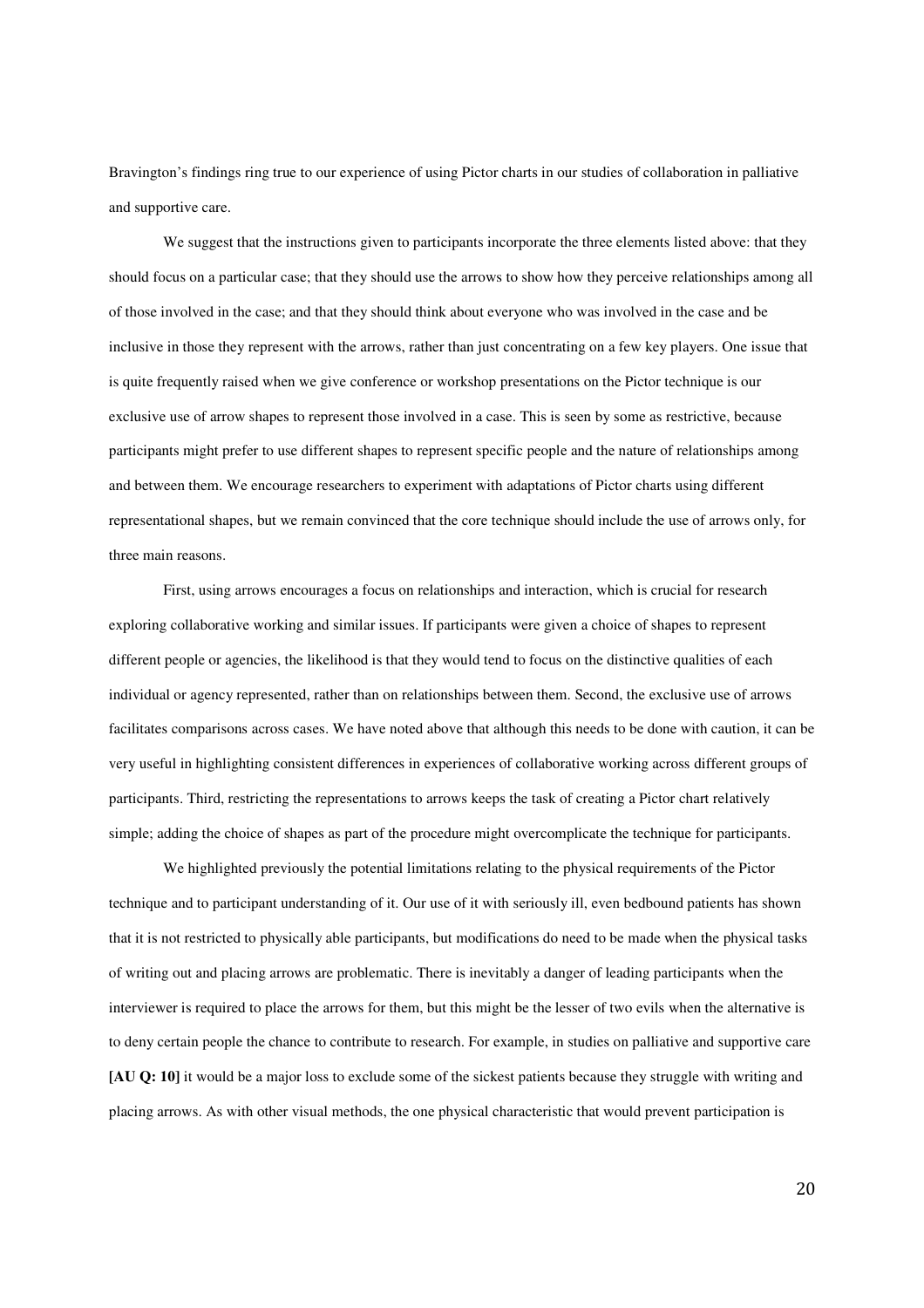Bravington's findings ring true to our experience of using Pictor charts in our studies of collaboration in palliative and supportive care.

We suggest that the instructions given to participants incorporate the three elements listed above: that they should focus on a particular case; that they should use the arrows to show how they perceive relationships among all of those involved in the case; and that they should think about everyone who was involved in the case and be inclusive in those they represent with the arrows, rather than just concentrating on a few key players. One issue that is quite frequently raised when we give conference or workshop presentations on the Pictor technique is our exclusive use of arrow shapes to represent those involved in a case. This is seen by some as restrictive, because participants might prefer to use different shapes to represent specific people and the nature of relationships among and between them. We encourage researchers to experiment with adaptations of Pictor charts using different representational shapes, but we remain convinced that the core technique should include the use of arrows only, for three main reasons.

First, using arrows encourages a focus on relationships and interaction, which is crucial for research exploring collaborative working and similar issues. If participants were given a choice of shapes to represent different people or agencies, the likelihood is that they would tend to focus on the distinctive qualities of each individual or agency represented, rather than on relationships between them. Second, the exclusive use of arrows facilitates comparisons across cases. We have noted above that although this needs to be done with caution, it can be very useful in highlighting consistent differences in experiences of collaborative working across different groups of participants. Third, restricting the representations to arrows keeps the task of creating a Pictor chart relatively simple; adding the choice of shapes as part of the procedure might overcomplicate the technique for participants.

We highlighted previously the potential limitations relating to the physical requirements of the Pictor technique and to participant understanding of it. Our use of it with seriously ill, even bedbound patients has shown that it is not restricted to physically able participants, but modifications do need to be made when the physical tasks of writing out and placing arrows are problematic. There is inevitably a danger of leading participants when the interviewer is required to place the arrows for them, but this might be the lesser of two evils when the alternative is to deny certain people the chance to contribute to research. For example, in studies on palliative and supportive care **[AU Q: 10]** it would be a major loss to exclude some of the sickest patients because they struggle with writing and placing arrows. As with other visual methods, the one physical characteristic that would prevent participation is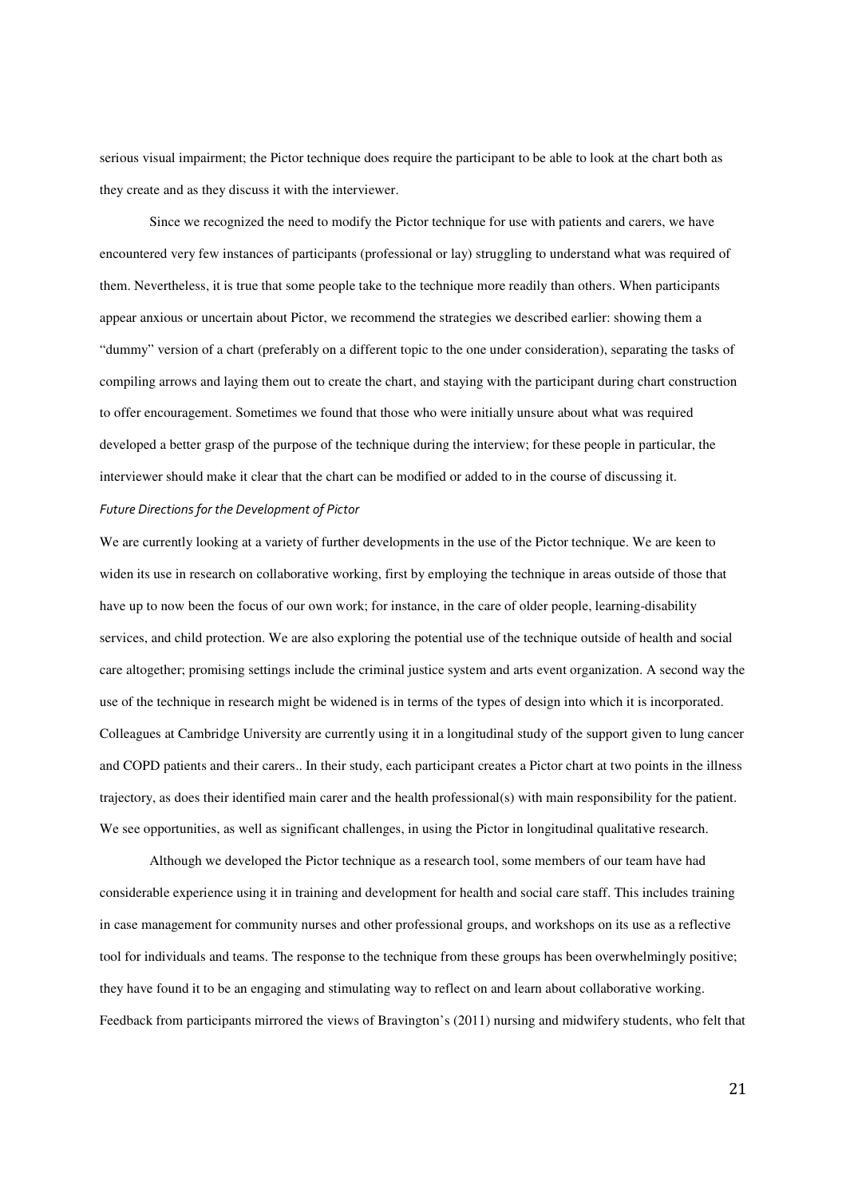serious visual impairment; the Pictor technique does require the participant to be able to look at the chart both as they create and as they discuss it with the interviewer.

Since we recognized the need to modify the Pictor technique for use with patients and carers, we have encountered very few instances of participants (professional or lay) struggling to understand what was required of them. Nevertheless, it is true that some people take to the technique more readily than others. When participants appear anxious or uncertain about Pictor, we recommend the strategies we described earlier: showing them a "dummy" version of a chart (preferably on a different topic to the one under consideration), separating the tasks of compiling arrows and laying them out to create the chart, and staying with the participant during chart construction to offer encouragement. Sometimes we found that those who were initially unsure about what was required developed a better grasp of the purpose of the technique during the interview; for these people in particular, the interviewer should make it clear that the chart can be modified or added to in the course of discussing it.

*Future Directions for the Development of Pictor*

We are currently looking at a variety of further developments in the use of the Pictor technique. We are keen to widen its use in research on collaborative working, first by employing the technique in areas outside of those that have up to now been the focus of our own work; for instance, in the care of older people, learning-disability services, and child protection. We are also exploring the potential use of the technique outside of health and social care altogether; promising settings include the criminal justice system and arts event organization. A second way the use of the technique in research might be widened is in terms of the types of design into which it is incorporated. Colleagues at Cambridge University are currently using it in a longitudinal study of the support given to lung cancer and COPD patients and their carers.. In their study, each participant creates a Pictor chart at two points in the illness trajectory, as does their identified main carer and the health professional(s) with main responsibility for the patient. We see opportunities, as well as significant challenges, in using the Pictor in longitudinal qualitative research.

Although we developed the Pictor technique as a research tool, some members of our team have had considerable experience using it in training and development for health and social care staff. This includes training in case management for community nurses and other professional groups, and workshops on its use as a reflective tool for individuals and teams. The response to the technique from these groups has been overwhelmingly positive; they have found it to be an engaging and stimulating way to reflect on and learn about collaborative working. Feedback from participants mirrored the views of Bravington's (2011) nursing and midwifery students, who felt that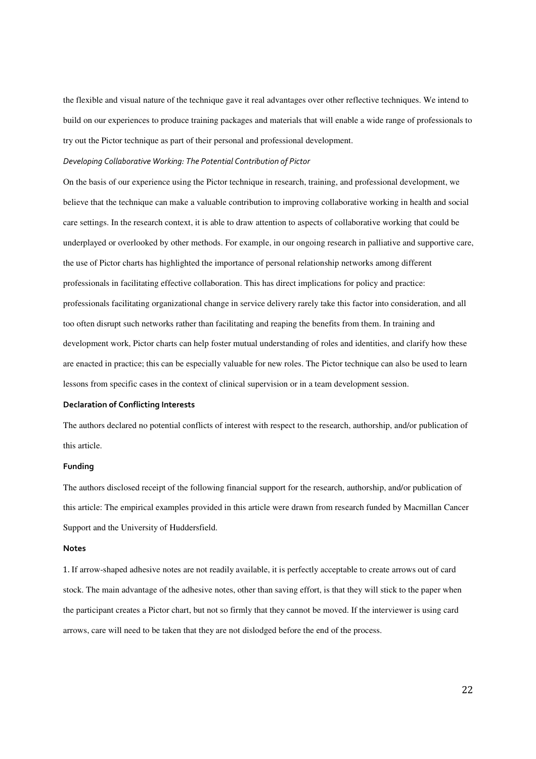the flexible and visual nature of the technique gave it real advantages over other reflective techniques. We intend to build on our experiences to produce training packages and materials that will enable a wide range of professionals to try out the Pictor technique as part of their personal and professional development.

### *Developing Collaborative Working: The Potential Contribution of Pictor*

On the basis of our experience using the Pictor technique in research, training, and professional development, we believe that the technique can make a valuable contribution to improving collaborative working in health and social care settings. In the research context, it is able to draw attention to aspects of collaborative working that could be underplayed or overlooked by other methods. For example, in our ongoing research in palliative and supportive care, the use of Pictor charts has highlighted the importance of personal relationship networks among different professionals in facilitating effective collaboration. This has direct implications for policy and practice: professionals facilitating organizational change in service delivery rarely take this factor into consideration, and all too often disrupt such networks rather than facilitating and reaping the benefits from them. In training and development work, Pictor charts can help foster mutual understanding of roles and identities, and clarify how these are enacted in practice; this can be especially valuable for new roles. The Pictor technique can also be used to learn lessons from specific cases in the context of clinical supervision or in a team development session.

## Declaration of Conflicting Interests

The authors declared no potential conflicts of interest with respect to the research, authorship, and/or publication of this article.

## Funding

The authors disclosed receipt of the following financial support for the research, authorship, and/or publication of this article: The empirical examples provided in this article were drawn from research funded by Macmillan Cancer Support and the University of Huddersfield.

## Notes

1. If arrow-shaped adhesive notes are not readily available, it is perfectly acceptable to create arrows out of card stock. The main advantage of the adhesive notes, other than saving effort, is that they will stick to the paper when the participant creates a Pictor chart, but not so firmly that they cannot be moved. If the interviewer is using card arrows, care will need to be taken that they are not dislodged before the end of the process.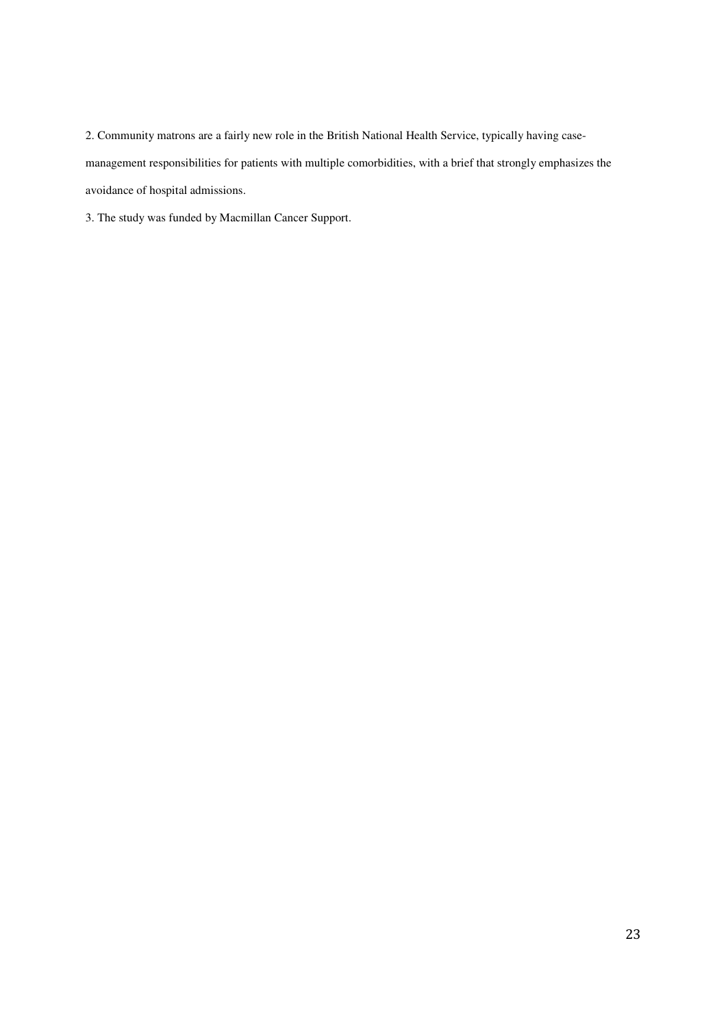2. Community matrons are a fairly new role in the British National Health Service, typically having case-management responsibilities for patients with multiple comorbidities, with a brief that strongly emphasizes the avoidance of hospital admissions.

3. The study was funded by Macmillan Cancer Support.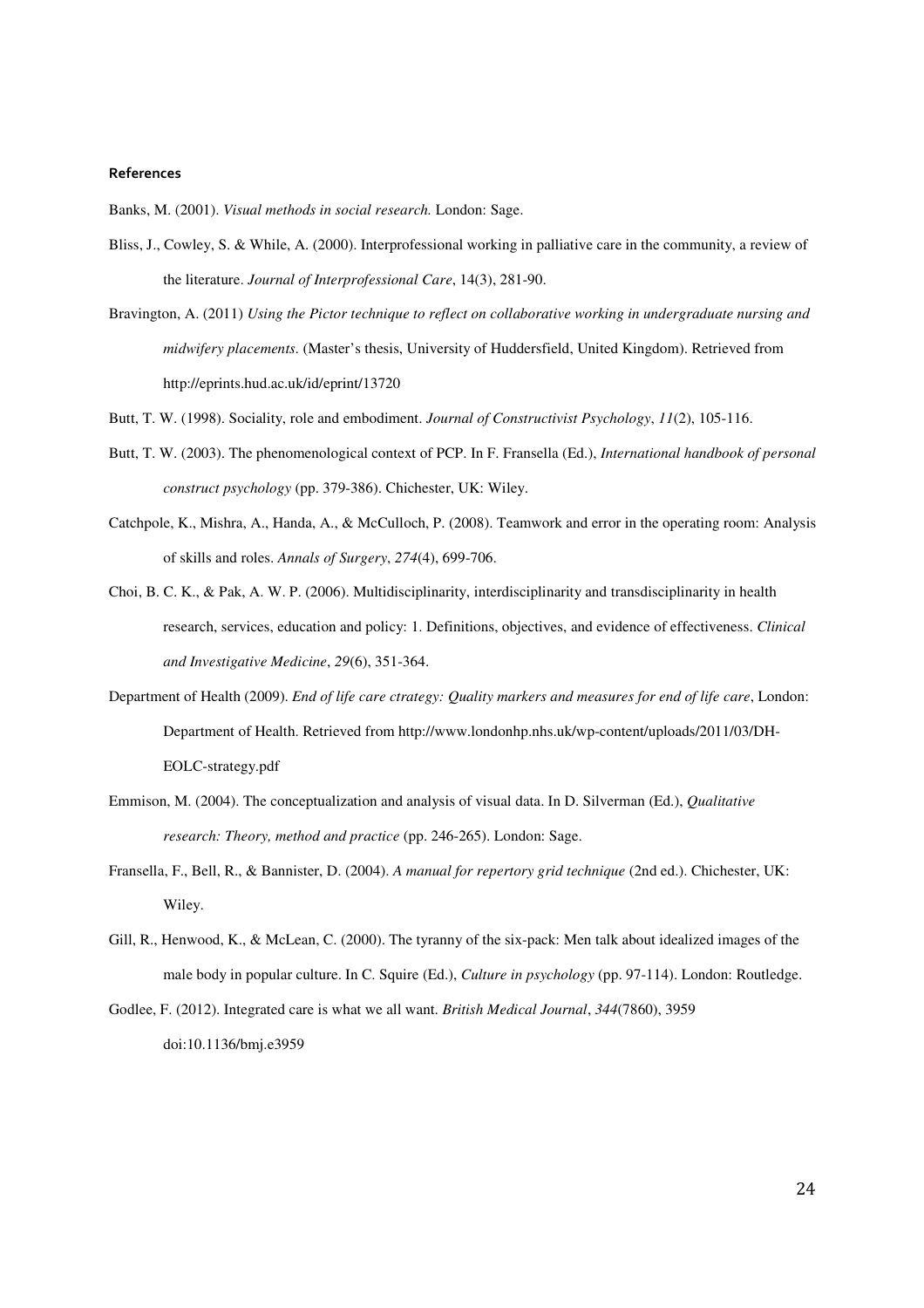#### References

Banks, M. (2001). *Visual methods in social research.* London: Sage.

Bliss, J., Cowley, S. & While, A. (2000). Interprofessional working in palliative care in the community, a review of the literature. *Journal of Interprofessional Care*, 14(3), 281-90.

Bravington, A. (2011) *Using the Pictor technique to reflect on collaborative working in undergraduate nursing and midwifery placements.* (Master's thesis, University of Huddersfield, United Kingdom). Retrieved from http://eprints.hud.ac.uk/id/eprint/13720

Butt, T. W. (1998). Sociality, role and embodiment. *Journal of Constructivist Psychology*, *11*(2), 105-116.

Butt, T. W. (2003). The phenomenological context of PCP. In F. Fransella (Ed.), *International handbook of personal construct psychology* (pp. 379-386). Chichester, UK: Wiley.

Catchpole, K., Mishra, A., Handa, A., & McCulloch, P. (2008). Teamwork and error in the operating room: Analysis of skills and roles. *Annals of Surgery*, *274*(4), 699-706.

Choi, B. C. K., & Pak, A. W. P. (2006). Multidisciplinarity, interdisciplinarity and transdisciplinarity in health research, services, education and policy: 1. Definitions, objectives, and evidence of effectiveness. *Clinical and Investigative Medicine*, *29*(6), 351-364.

Department of Health (2009). *End of life care ctrategy: Quality markers and measures for end of life care*, London: Department of Health. Retrieved from http://www.londonhp.nhs.uk/wp-content/uploads/2011/03/DH-EOLC-strategy.pdf

Emmison, M. (2004). The conceptualization and analysis of visual data. In D. Silverman (Ed.), *Qualitative research: Theory, method and practice* (pp. 246-265). London: Sage.

Fransella, F., Bell, R., & Bannister, D. (2004). *A manual for repertory grid technique* (2nd ed.). Chichester, UK: Wiley.

Gill, R., Henwood, K., & McLean, C. (2000). The tyranny of the six-pack: Men talk about idealized images of the male body in popular culture. In C. Squire (Ed.), *Culture in psychology* (pp. 97-114). London: Routledge.

Godlee, F. (2012). Integrated care is what we all want. *British Medical Journal*, *344*(7860), 3959 doi:10.1136/bmj.e3959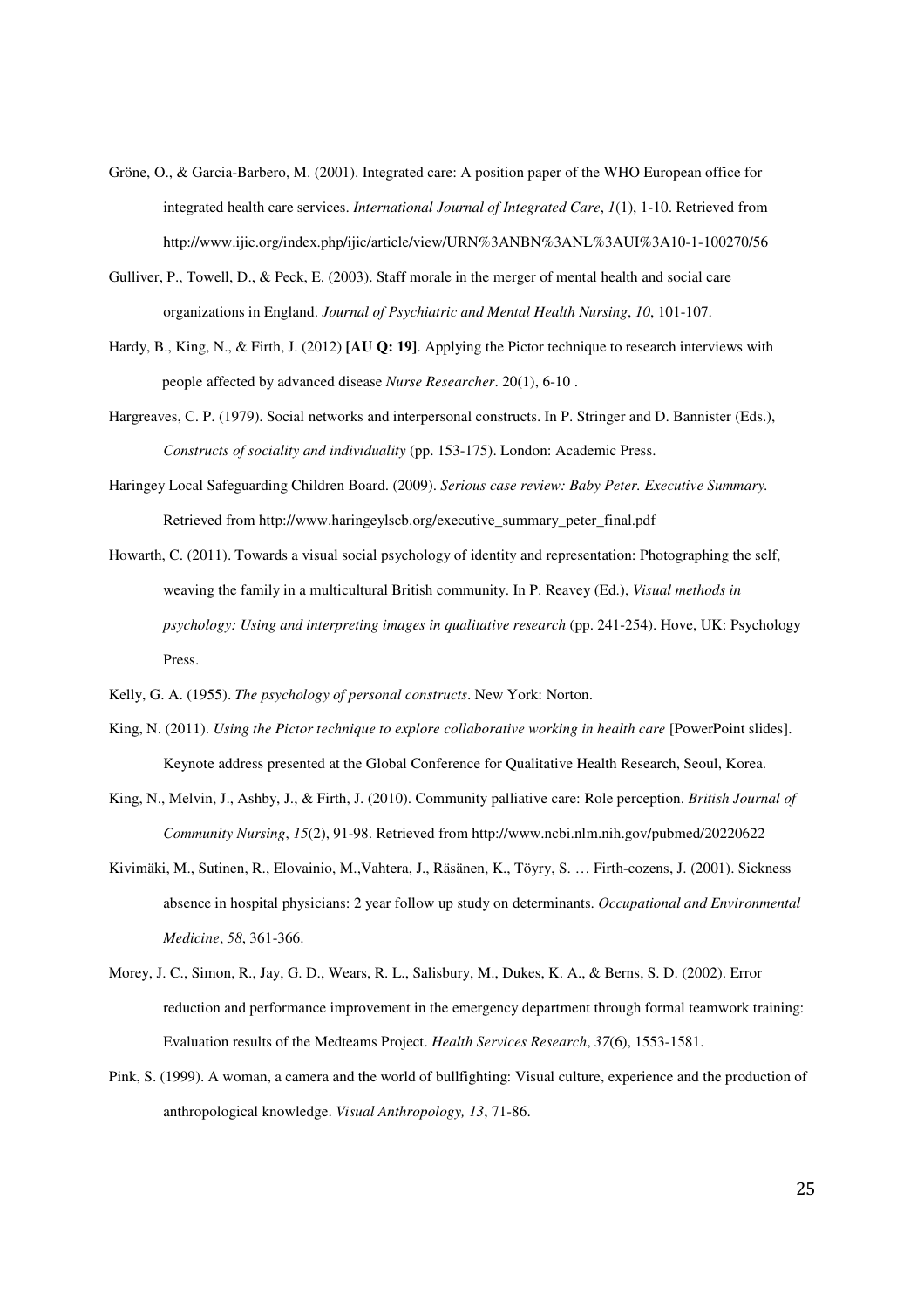Gröne, O., & Garcia-Barbero, M. (2001). Integrated care: A position paper of the WHO European office for integrated health care services. *International Journal of Integrated Care*, *1*(1), 1-10. Retrieved from http://www.ijic.org/index.php/ijic/article/view/URN%3ANBN%3ANL%3AUI%3A10-1-100270/56

Gulliver, P., Towell, D., & Peck, E. (2003). Staff morale in the merger of mental health and social care organizations in England. *Journal of Psychiatric and Mental Health Nursing*, *10*, 101-107.

Hardy, B., King, N., & Firth, J. (2012) **[AU Q: 19]**. Applying the Pictor technique to research interviews with people affected by advanced disease *Nurse Researcher*. 20(1), 6-10 .

Hargreaves, C. P. (1979). Social networks and interpersonal constructs. In P. Stringer and D. Bannister (Eds.), *Constructs of sociality and individuality* (pp. 153-175). London: Academic Press.

Haringey Local Safeguarding Children Board. (2009). *Serious case review: Baby Peter. Executive Summary.* Retrieved from http://www.haringeylscb.org/executive_summary_peter_final.pdf

Howarth, C. (2011). Towards a visual social psychology of identity and representation: Photographing the self, weaving the family in a multicultural British community. In P. Reavey (Ed.), *Visual methods in psychology: Using and interpreting images in qualitative research* (pp. 241-254). Hove, UK: Psychology Press.

Kelly, G. A. (1955). *The psychology of personal constructs*. New York: Norton.

King, N. (2011). *Using the Pictor technique to explore collaborative working in health care* [PowerPoint slides]. Keynote address presented at the Global Conference for Qualitative Health Research, Seoul, Korea.

King, N., Melvin, J., Ashby, J., & Firth, J. (2010). Community palliative care: Role perception. *British Journal of Community Nursing*, *15*(2), 91-98. Retrieved from http://www.ncbi.nlm.nih.gov/pubmed/20220622

Kivimäki, M., Sutinen, R., Elovainio, M.,Vahtera, J., Räsänen, K., Töyry, S. … Firth-cozens, J. (2001). Sickness absence in hospital physicians: 2 year follow up study on determinants. *Occupational and Environmental Medicine*, *58*, 361-366.

Morey, J. C., Simon, R., Jay, G. D., Wears, R. L., Salisbury, M., Dukes, K. A., & Berns, S. D. (2002). Error reduction and performance improvement in the emergency department through formal teamwork training: Evaluation results of the Medteams Project. *Health Services Research*, *37*(6), 1553-1581.

Pink, S. (1999). A woman, a camera and the world of bullfighting: Visual culture, experience and the production of anthropological knowledge. *Visual Anthropology, 13*, 71-86.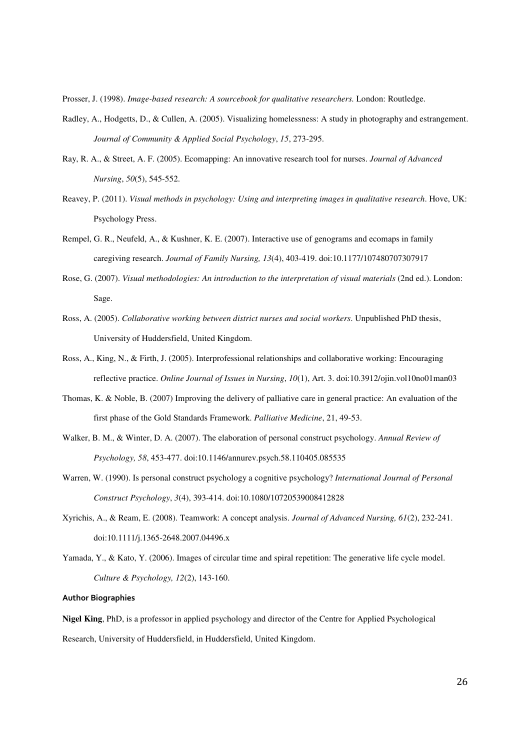Prosser, J. (1998). *Image-based research: A sourcebook for qualitative researchers.* London: Routledge.

Radley, A., Hodgetts, D., & Cullen, A. (2005). Visualizing homelessness: A study in photography and estrangement. *Journal of Community & Applied Social Psychology*, *15*, 273-295.

Ray, R. A., & Street, A. F. (2005). Ecomapping: An innovative research tool for nurses. *Journal of Advanced Nursing*, *50*(5), 545-552.

Reavey, P. (2011). *Visual methods in psychology: Using and interpreting images in qualitative research*. Hove, UK: Psychology Press.

Rempel, G. R., Neufeld, A., & Kushner, K. E. (2007). Interactive use of genograms and ecomaps in family caregiving research. *Journal of Family Nursing, 13*(4), 403-419. doi:10.1177/107480707307917

Rose, G. (2007). *Visual methodologies: An introduction to the interpretation of visual materials* (2nd ed.). London: Sage.

Ross, A. (2005). *Collaborative working between district nurses and social workers*. Unpublished PhD thesis, University of Huddersfield, United Kingdom.

Ross, A., King, N., & Firth, J. (2005). Interprofessional relationships and collaborative working: Encouraging reflective practice. *Online Journal of Issues in Nursing*, *10*(1), Art. 3. doi:10.3912/ojin.vol10no01man03

Thomas, K. & Noble, B. (2007) Improving the delivery of palliative care in general practice: An evaluation of the first phase of the Gold Standards Framework. *Palliative Medicine*, 21, 49-53.

Walker, B. M., & Winter, D. A. (2007). The elaboration of personal construct psychology. *Annual Review of Psychology, 58*, 453-477. doi:10.1146/annurev.psych.58.110405.085535

Warren, W. (1990). Is personal construct psychology a cognitive psychology? *International Journal of Personal Construct Psychology*, *3*(4), 393-414. doi:10.1080/10720539008412828

Xyrichis, A., & Ream, E. (2008). Teamwork: A concept analysis. *Journal of Advanced Nursing, 61*(2), 232-241. doi:10.1111/j.1365-2648.2007.04496.x

Yamada, Y., & Kato, Y. (2006). Images of circular time and spiral repetition: The generative life cycle model. *Culture & Psychology, 12*(2), 143-160.

#### Author Biographies

**Nigel King**, PhD, is a professor in applied psychology and director of the Centre for Applied Psychological Research, University of Huddersfield, in Huddersfield, United Kingdom.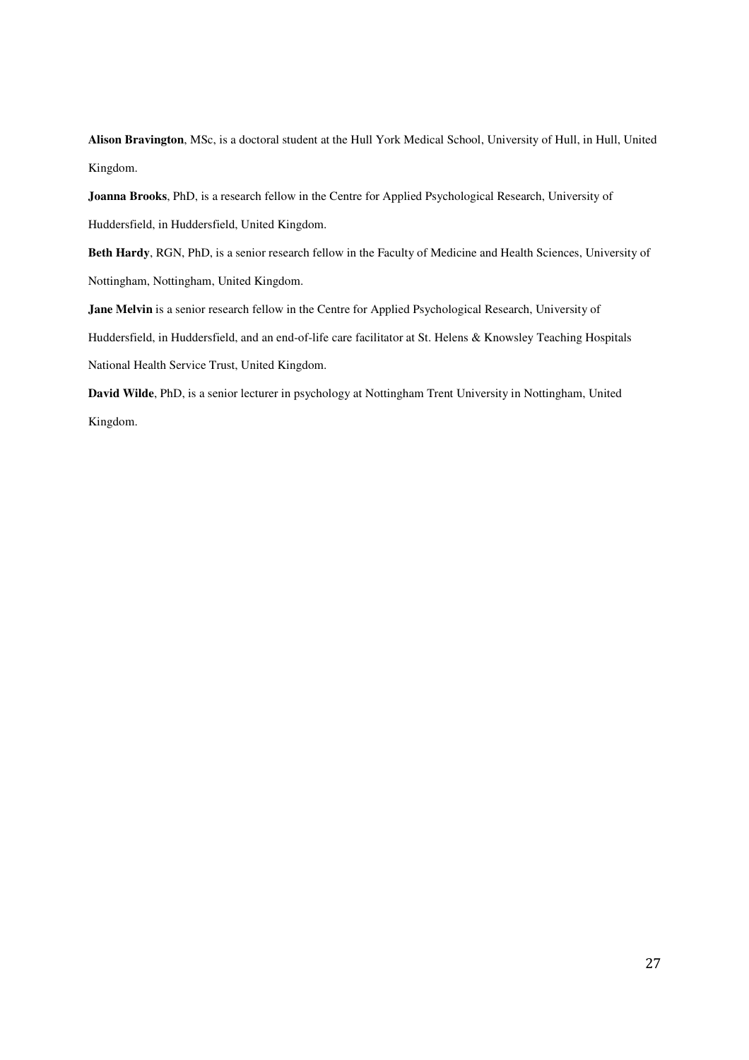**Alison Bravington**, MSc, is a doctoral student at the Hull York Medical School, University of Hull, in Hull, United Kingdom.

**Joanna Brooks**, PhD, is a research fellow in the Centre for Applied Psychological Research, University of Huddersfield, in Huddersfield, United Kingdom.

**Beth Hardy**, RGN, PhD, is a senior research fellow in the Faculty of Medicine and Health Sciences, University of Nottingham, Nottingham, United Kingdom.

**Jane Melvin** is a senior research fellow in the Centre for Applied Psychological Research, University of Huddersfield, in Huddersfield, and an end-of-life care facilitator at St. Helens & Knowsley Teaching Hospitals National Health Service Trust, United Kingdom.

**David Wilde**, PhD, is a senior lecturer in psychology at Nottingham Trent University in Nottingham, United Kingdom.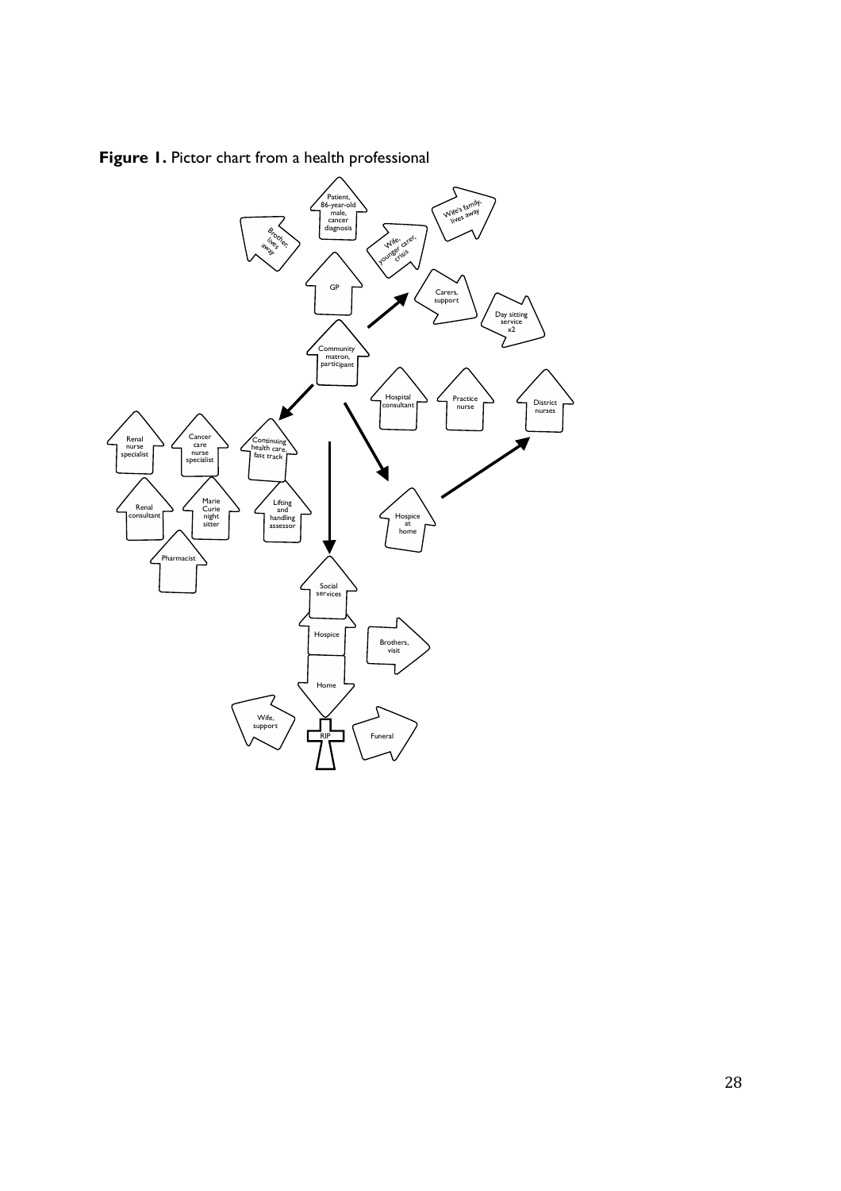**Figure 1.** Pictor chart from a health professional

Patient, 86-year-old male, cancer diagnosis

Brother, lives away

Wife, younger carer, crisis

Wife's family, lives away

GP

Carers, support

Day sitting service x2

Community matron, participant

Hospital consultant

Practice nurse

District nurses

Renal nurse specialist

Cancer care nurse specialist

Continuing health care, fast track

Renal consultant

Marie Curie night sitter

Lifting and handling assessor

Hospice at home

Pharmacist

Social services

Hospice

Brothers, visit

Home

Wife, support

RIP

Funeral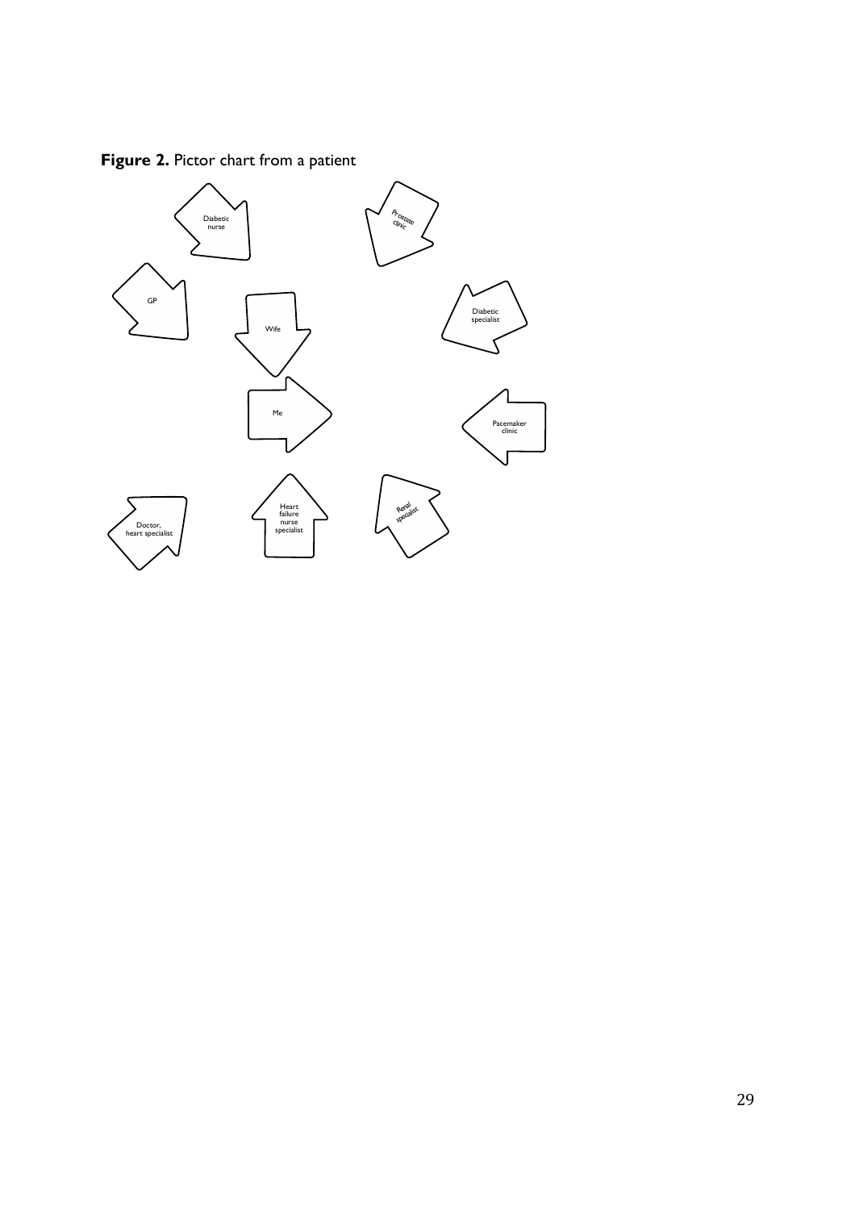**Figure 2.** Pictor chart from a patient

Diabetic nurse

Prostate clinic

GP

Wife

Diabetic specialist

Me

Pacemaker clinic

Doctor, heart specialist

Heart failure nurse specialist

Renal specialist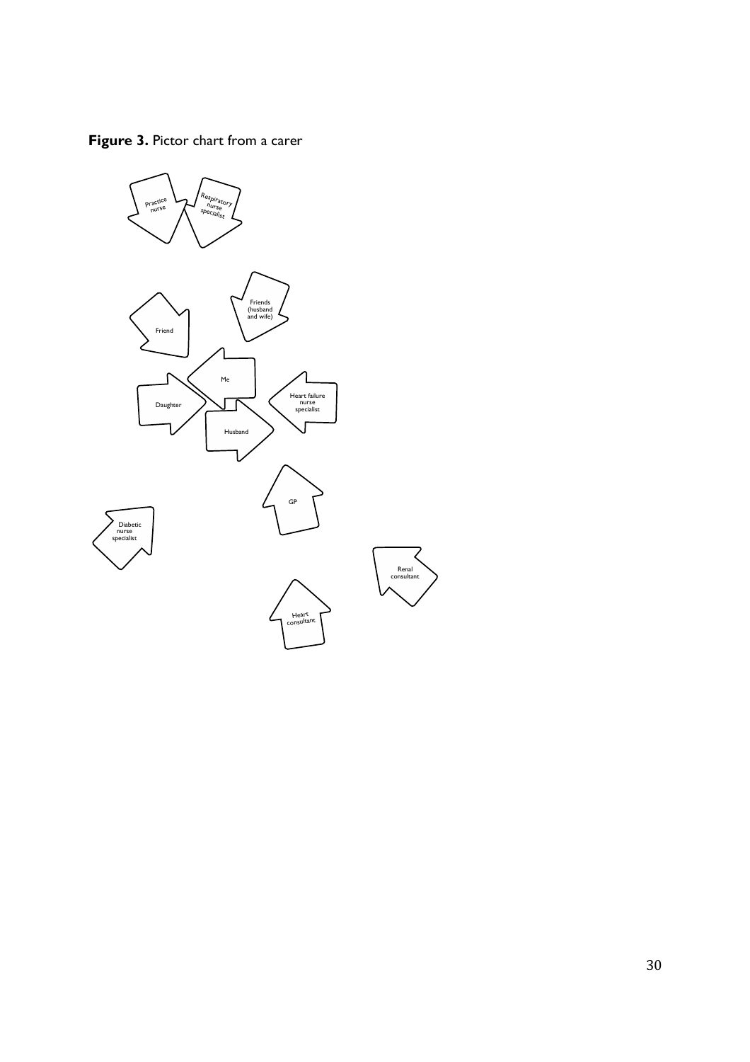**Figure 3.** Pictor chart from a carer

Practice nurse

Respiratory nurse specialist

Friend

Friends (husband and wife)

Me

Daughter

Husband

Heart failure nurse specialist

GP

Diabetic nurse specialist

Renal consultant

Heart consultant